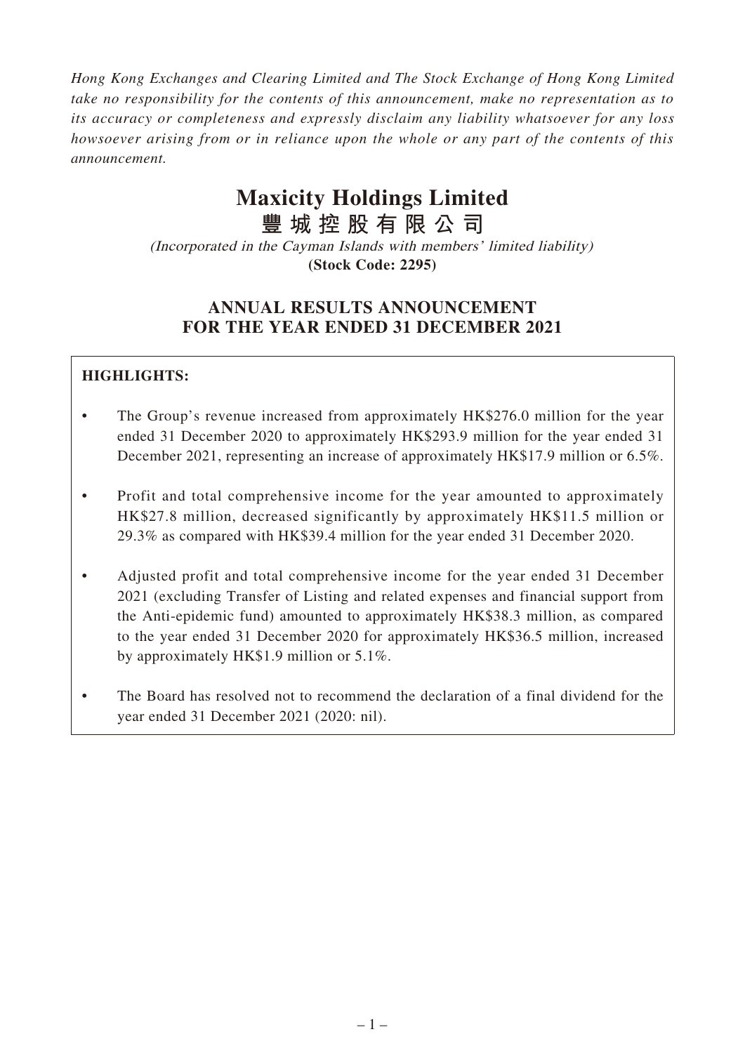*Hong Kong Exchanges and Clearing Limited and The Stock Exchange of Hong Kong Limited take no responsibility for the contents of this announcement, make no representation as to its accuracy or completeness and expressly disclaim any liability whatsoever for any loss howsoever arising from or in reliance upon the whole or any part of the contents of this announcement.*

# Maxicity Holdings Limited
# 豐城控股有限公司

*(Incorporated in the Cayman Islands with members' limited liability)*
**(Stock Code: 2295)**

## ANNUAL RESULTS ANNOUNCEMENT FOR THE YEAR ENDED 31 DECEMBER 2021

**HIGHLIGHTS:**

- The Group's revenue increased from approximately HK$276.0 million for the year ended 31 December 2020 to approximately HK$293.9 million for the year ended 31 December 2021, representing an increase of approximately HK$17.9 million or 6.5%.
- Profit and total comprehensive income for the year amounted to approximately HK$27.8 million, decreased significantly by approximately HK$11.5 million or 29.3% as compared with HK$39.4 million for the year ended 31 December 2020.
- Adjusted profit and total comprehensive income for the year ended 31 December 2021 (excluding Transfer of Listing and related expenses and financial support from the Anti-epidemic fund) amounted to approximately HK$38.3 million, as compared to the year ended 31 December 2020 for approximately HK$36.5 million, increased by approximately HK$1.9 million or 5.1%.
- The Board has resolved not to recommend the declaration of a final dividend for the year ended 31 December 2021 (2020: nil).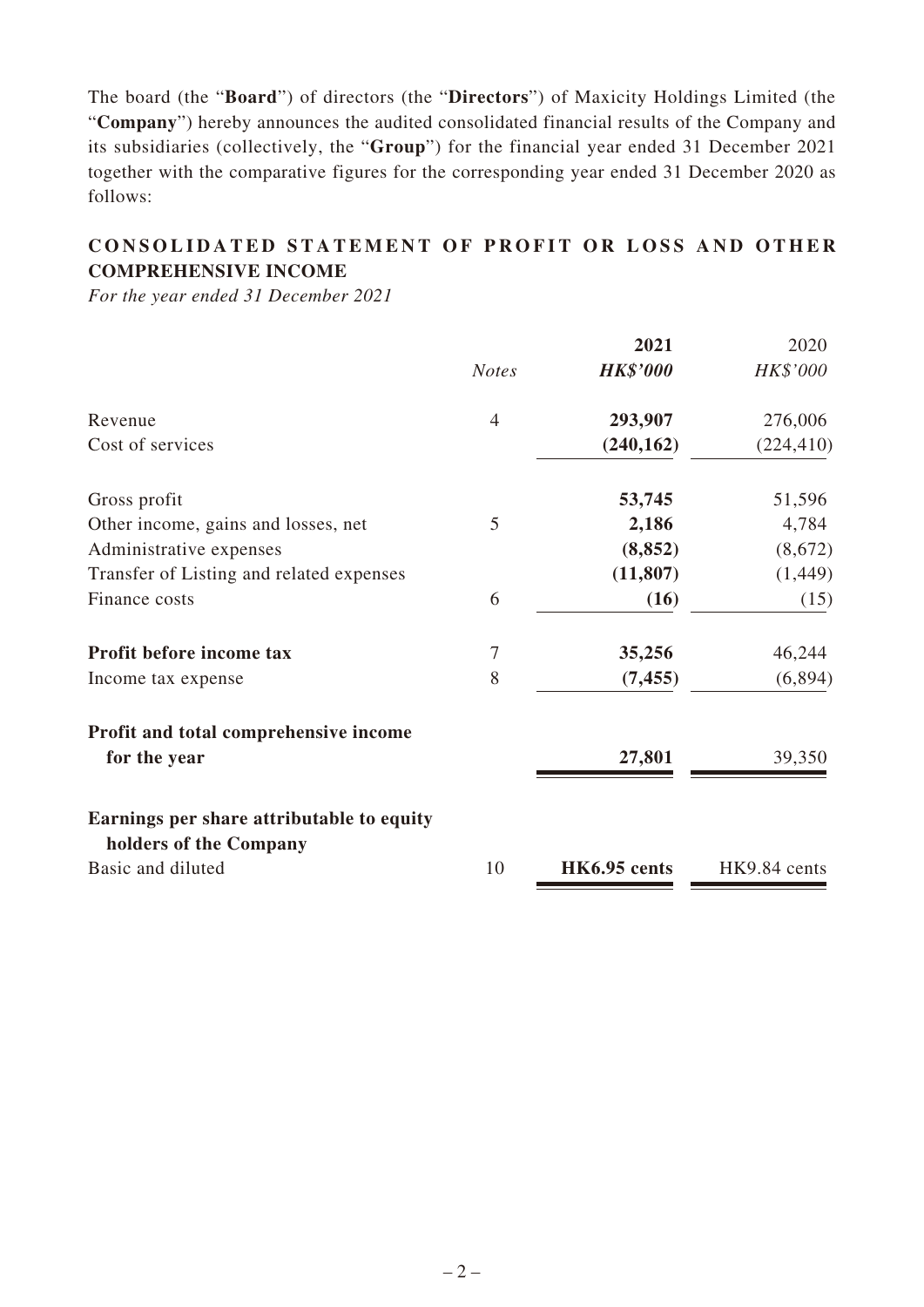The board (the "**Board**") of directors (the "**Directors**") of Maxicity Holdings Limited (the "**Company**") hereby announces the audited consolidated financial results of the Company and its subsidiaries (collectively, the "**Group**") for the financial year ended 31 December 2021 together with the comparative figures for the corresponding year ended 31 December 2020 as follows:

## CONSOLIDATED STATEMENT OF PROFIT OR LOSS AND OTHER COMPREHENSIVE INCOME

*For the year ended 31 December 2021*

| | *Notes* | **2021** *HK$'000* | 2020 *HK$'000* |
|---|---|---|---|
| Revenue | 4 | **293,907** | 276,006 |
| Cost of services | | **(240,162)** | (224,410) |
| Gross profit | | **53,745** | 51,596 |
| Other income, gains and losses, net | 5 | **2,186** | 4,784 |
| Administrative expenses | | **(8,852)** | (8,672) |
| Transfer of Listing and related expenses | | **(11,807)** | (1,449) |
| Finance costs | 6 | **(16)** | (15) |
| **Profit before income tax** | 7 | **35,256** | 46,244 |
| Income tax expense | 8 | **(7,455)** | (6,894) |
| **Profit and total comprehensive income for the year** | | **27,801** | 39,350 |
| **Earnings per share attributable to equity holders of the Company** | | | |
| Basic and diluted | 10 | **HK6.95 cents** | HK9.84 cents |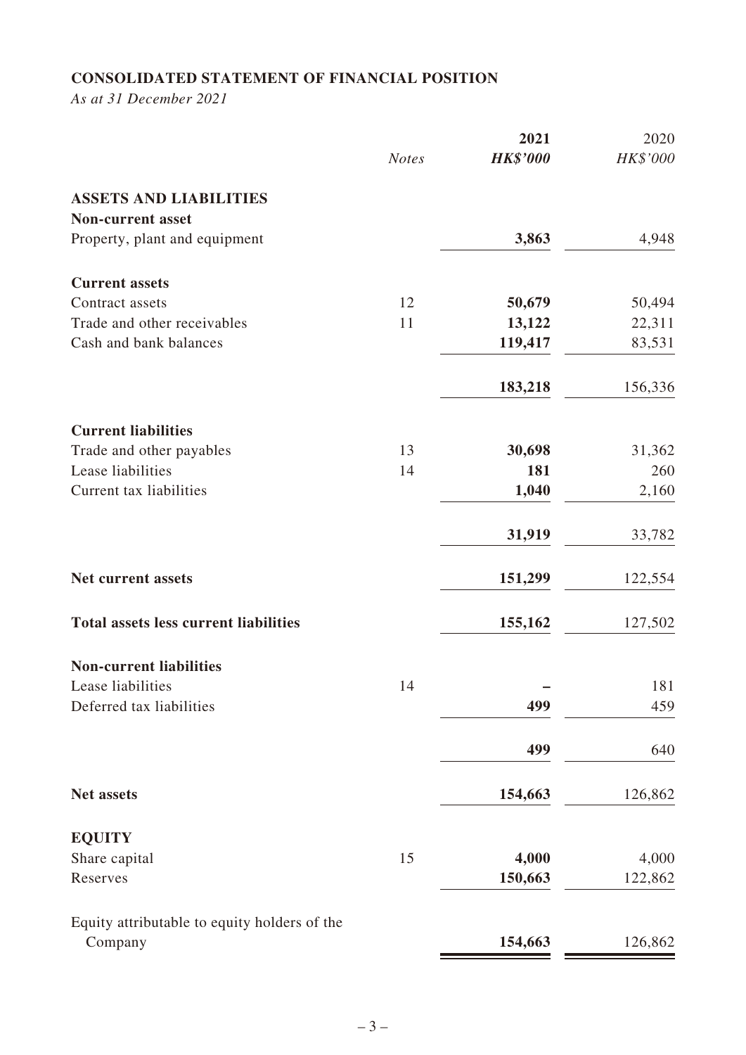**CONSOLIDATED STATEMENT OF FINANCIAL POSITION**

*As at 31 December 2021*

| | *Notes* | **2021** **HK$'000** | 2020 HK$'000 |
|---|---|---|---|
| **ASSETS AND LIABILITIES** | | | |
| **Non-current asset** | | | |
| Property, plant and equipment | | **3,863** | 4,948 |
| **Current assets** | | | |
| Contract assets | 12 | **50,679** | 50,494 |
| Trade and other receivables | 11 | **13,122** | 22,311 |
| Cash and bank balances | | **119,417** | 83,531 |
| | | **183,218** | 156,336 |
| **Current liabilities** | | | |
| Trade and other payables | 13 | **30,698** | 31,362 |
| Lease liabilities | 14 | **181** | 260 |
| Current tax liabilities | | **1,040** | 2,160 |
| | | **31,919** | 33,782 |
| **Net current assets** | | **151,299** | 122,554 |
| **Total assets less current liabilities** | | **155,162** | 127,502 |
| **Non-current liabilities** | | | |
| Lease liabilities | 14 | **–** | 181 |
| Deferred tax liabilities | | **499** | 459 |
| | | **499** | 640 |
| **Net assets** | | **154,663** | 126,862 |
| **EQUITY** | | | |
| Share capital | 15 | **4,000** | 4,000 |
| Reserves | | **150,663** | 122,862 |
| Equity attributable to equity holders of the Company | | **154,663** | 126,862 |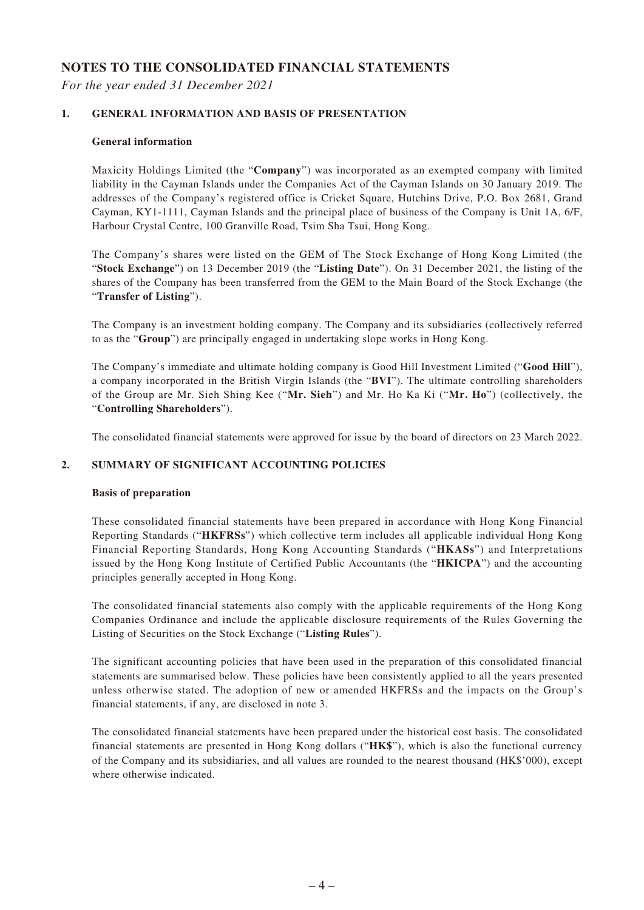# NOTES TO THE CONSOLIDATED FINANCIAL STATEMENTS

*For the year ended 31 December 2021*

## 1. GENERAL INFORMATION AND BASIS OF PRESENTATION

### General information

Maxicity Holdings Limited (the "**Company**") was incorporated as an exempted company with limited liability in the Cayman Islands under the Companies Act of the Cayman Islands on 30 January 2019. The addresses of the Company's registered office is Cricket Square, Hutchins Drive, P.O. Box 2681, Grand Cayman, KY1-1111, Cayman Islands and the principal place of business of the Company is Unit 1A, 6/F, Harbour Crystal Centre, 100 Granville Road, Tsim Sha Tsui, Hong Kong.

The Company's shares were listed on the GEM of The Stock Exchange of Hong Kong Limited (the "**Stock Exchange**") on 13 December 2019 (the "**Listing Date**"). On 31 December 2021, the listing of the shares of the Company has been transferred from the GEM to the Main Board of the Stock Exchange (the "**Transfer of Listing**").

The Company is an investment holding company. The Company and its subsidiaries (collectively referred to as the "**Group**") are principally engaged in undertaking slope works in Hong Kong.

The Company's immediate and ultimate holding company is Good Hill Investment Limited ("**Good Hill**"), a company incorporated in the British Virgin Islands (the "**BVI**"). The ultimate controlling shareholders of the Group are Mr. Sieh Shing Kee ("**Mr. Sieh**") and Mr. Ho Ka Ki ("**Mr. Ho**") (collectively, the "**Controlling Shareholders**").

The consolidated financial statements were approved for issue by the board of directors on 23 March 2022.

## 2. SUMMARY OF SIGNIFICANT ACCOUNTING POLICIES

### Basis of preparation

These consolidated financial statements have been prepared in accordance with Hong Kong Financial Reporting Standards ("**HKFRSs**") which collective term includes all applicable individual Hong Kong Financial Reporting Standards, Hong Kong Accounting Standards ("**HKASs**") and Interpretations issued by the Hong Kong Institute of Certified Public Accountants (the "**HKICPA**") and the accounting principles generally accepted in Hong Kong.

The consolidated financial statements also comply with the applicable requirements of the Hong Kong Companies Ordinance and include the applicable disclosure requirements of the Rules Governing the Listing of Securities on the Stock Exchange ("**Listing Rules**").

The significant accounting policies that have been used in the preparation of this consolidated financial statements are summarised below. These policies have been consistently applied to all the years presented unless otherwise stated. The adoption of new or amended HKFRSs and the impacts on the Group's financial statements, if any, are disclosed in note 3.

The consolidated financial statements have been prepared under the historical cost basis. The consolidated financial statements are presented in Hong Kong dollars ("**HK$**"), which is also the functional currency of the Company and its subsidiaries, and all values are rounded to the nearest thousand (HK$'000), except where otherwise indicated.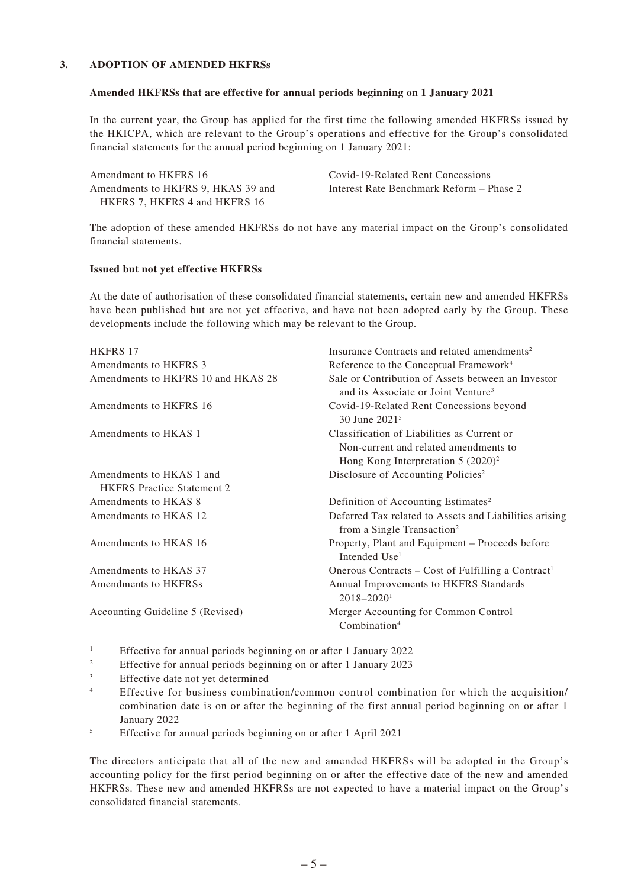### 3. ADOPTION OF AMENDED HKFRSs

**Amended HKFRSs that are effective for annual periods beginning on 1 January 2021**

In the current year, the Group has applied for the first time the following amended HKFRSs issued by the HKICPA, which are relevant to the Group's operations and effective for the Group's consolidated financial statements for the annual period beginning on 1 January 2021:

| | |
|---|---|
| Amendment to HKFRS 16 | Covid-19-Related Rent Concessions |
| Amendments to HKFRS 9, HKAS 39 and HKFRS 7, HKFRS 4 and HKFRS 16 | Interest Rate Benchmark Reform – Phase 2 |

The adoption of these amended HKFRSs do not have any material impact on the Group's consolidated financial statements.

**Issued but not yet effective HKFRSs**

At the date of authorisation of these consolidated financial statements, certain new and amended HKFRSs have been published but are not yet effective, and have not been adopted early by the Group. These developments include the following which may be relevant to the Group.

| | |
|---|---|
| HKFRS 17 | Insurance Contracts and related amendments[2] |
| Amendments to HKFRS 3 | Reference to the Conceptual Framework[4] |
| Amendments to HKFRS 10 and HKAS 28 | Sale or Contribution of Assets between an Investor and its Associate or Joint Venture[3] |
| Amendments to HKFRS 16 | Covid-19-Related Rent Concessions beyond 30 June 2021[5] |
| Amendments to HKAS 1 | Classification of Liabilities as Current or Non-current and related amendments to Hong Kong Interpretation 5 (2020)[2] |
| Amendments to HKAS 1 and HKFRS Practice Statement 2 | Disclosure of Accounting Policies[2] |
| Amendments to HKAS 8 | Definition of Accounting Estimates[2] |
| Amendments to HKAS 12 | Deferred Tax related to Assets and Liabilities arising from a Single Transaction[2] |
| Amendments to HKAS 16 | Property, Plant and Equipment – Proceeds before Intended Use[1] |
| Amendments to HKAS 37 | Onerous Contracts – Cost of Fulfilling a Contract[1] |
| Amendments to HKFRSs | Annual Improvements to HKFRS Standards 2018–2020[1] |
| Accounting Guideline 5 (Revised) | Merger Accounting for Common Control Combination[4] |

[1] Effective for annual periods beginning on or after 1 January 2022

[2] Effective for annual periods beginning on or after 1 January 2023

[3] Effective date not yet determined

[4] Effective for business combination/common control combination for which the acquisition/combination date is on or after the beginning of the first annual period beginning on or after 1 January 2022

[5] Effective for annual periods beginning on or after 1 April 2021

The directors anticipate that all of the new and amended HKFRSs will be adopted in the Group's accounting policy for the first period beginning on or after the effective date of the new and amended HKFRSs. These new and amended HKFRSs are not expected to have a material impact on the Group's consolidated financial statements.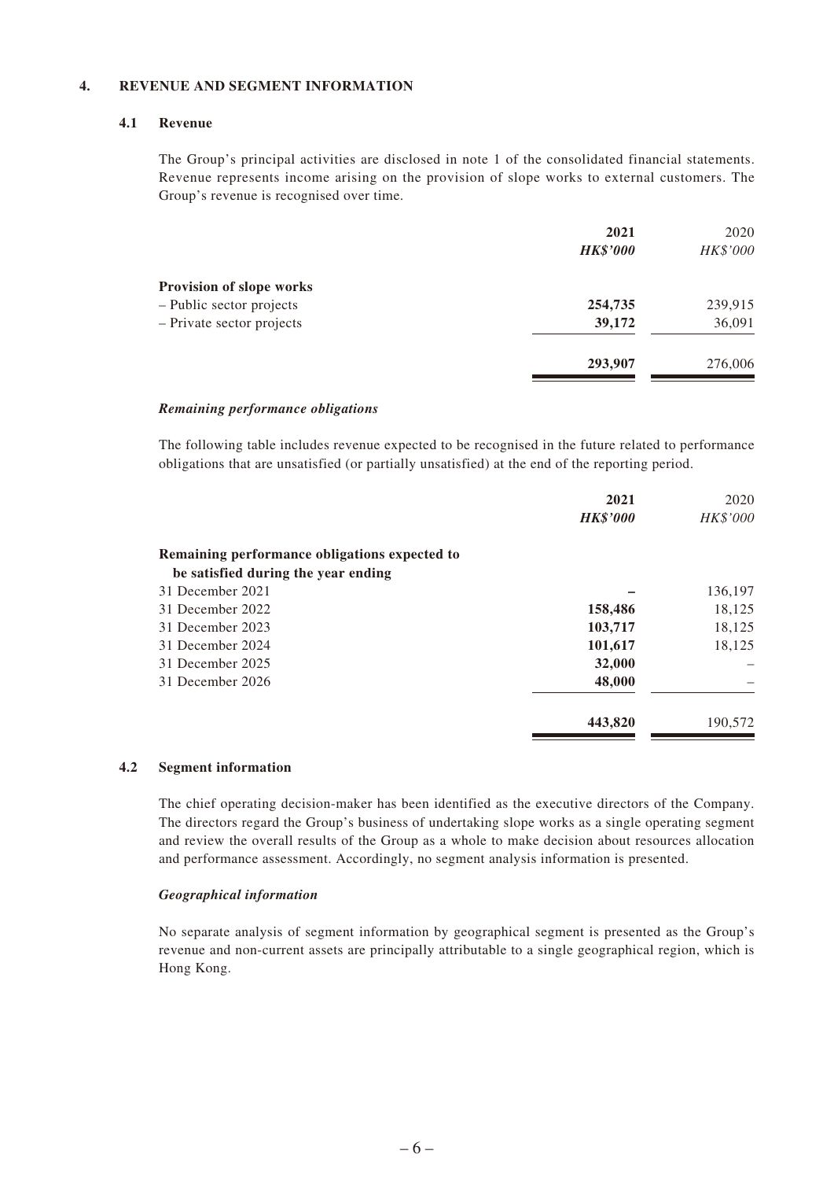## 4. REVENUE AND SEGMENT INFORMATION

### 4.1 Revenue

The Group's principal activities are disclosed in note 1 of the consolidated financial statements. Revenue represents income arising on the provision of slope works to external customers. The Group's revenue is recognised over time.

| | **2021** | 2020 |
|---|---|---|
| | ***HK$'000*** | *HK$'000* |
| **Provision of slope works** | | |
| – Public sector projects | **254,735** | 239,915 |
| – Private sector projects | **39,172** | 36,091 |
| | **293,907** | 276,006 |

***Remaining performance obligations***

The following table includes revenue expected to be recognised in the future related to performance obligations that are unsatisfied (or partially unsatisfied) at the end of the reporting period.

| | **2021** | 2020 |
|---|---|---|
| | ***HK$'000*** | *HK$'000* |
| **Remaining performance obligations expected to be satisfied during the year ending** | | |
| 31 December 2021 | **–** | 136,197 |
| 31 December 2022 | **158,486** | 18,125 |
| 31 December 2023 | **103,717** | 18,125 |
| 31 December 2024 | **101,617** | 18,125 |
| 31 December 2025 | **32,000** | – |
| 31 December 2026 | **48,000** | – |
| | **443,820** | 190,572 |

### 4.2 Segment information

The chief operating decision-maker has been identified as the executive directors of the Company. The directors regard the Group's business of undertaking slope works as a single operating segment and review the overall results of the Group as a whole to make decision about resources allocation and performance assessment. Accordingly, no segment analysis information is presented.

***Geographical information***

No separate analysis of segment information by geographical segment is presented as the Group's revenue and non-current assets are principally attributable to a single geographical region, which is Hong Kong.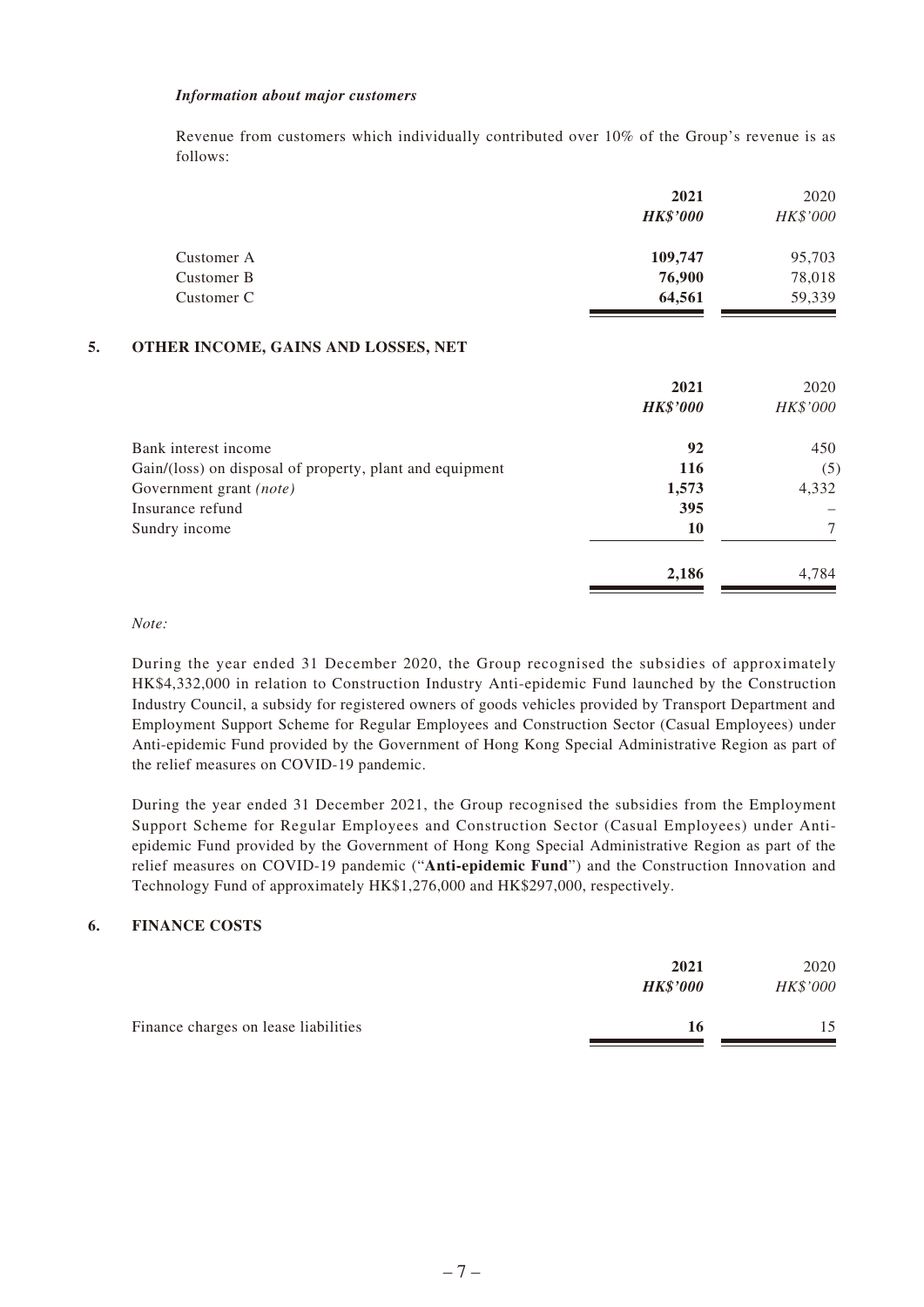***Information about major customers***

Revenue from customers which individually contributed over 10% of the Group's revenue is as follows:

| | 2021 | 2020 |
|---|---|---|
| | *HK$'000* | *HK$'000* |
| Customer A | **109,747** | 95,703 |
| Customer B | **76,900** | 78,018 |
| Customer C | **64,561** | 59,339 |

## 5. OTHER INCOME, GAINS AND LOSSES, NET

| | 2021 | 2020 |
|---|---|---|
| | *HK$'000* | *HK$'000* |
| Bank interest income | **92** | 450 |
| Gain/(loss) on disposal of property, plant and equipment | **116** | (5) |
| Government grant *(note)* | **1,573** | 4,332 |
| Insurance refund | **395** | – |
| Sundry income | **10** | 7 |
| | **2,186** | 4,784 |

*Note:*

During the year ended 31 December 2020, the Group recognised the subsidies of approximately HK$4,332,000 in relation to Construction Industry Anti-epidemic Fund launched by the Construction Industry Council, a subsidy for registered owners of goods vehicles provided by Transport Department and Employment Support Scheme for Regular Employees and Construction Sector (Casual Employees) under Anti-epidemic Fund provided by the Government of Hong Kong Special Administrative Region as part of the relief measures on COVID-19 pandemic.

During the year ended 31 December 2021, the Group recognised the subsidies from the Employment Support Scheme for Regular Employees and Construction Sector (Casual Employees) under Anti-epidemic Fund provided by the Government of Hong Kong Special Administrative Region as part of the relief measures on COVID-19 pandemic ("**Anti-epidemic Fund**") and the Construction Innovation and Technology Fund of approximately HK$1,276,000 and HK$297,000, respectively.

## 6. FINANCE COSTS

| | 2021 | 2020 |
|---|---|---|
| | *HK$'000* | *HK$'000* |
| Finance charges on lease liabilities | **16** | 15 |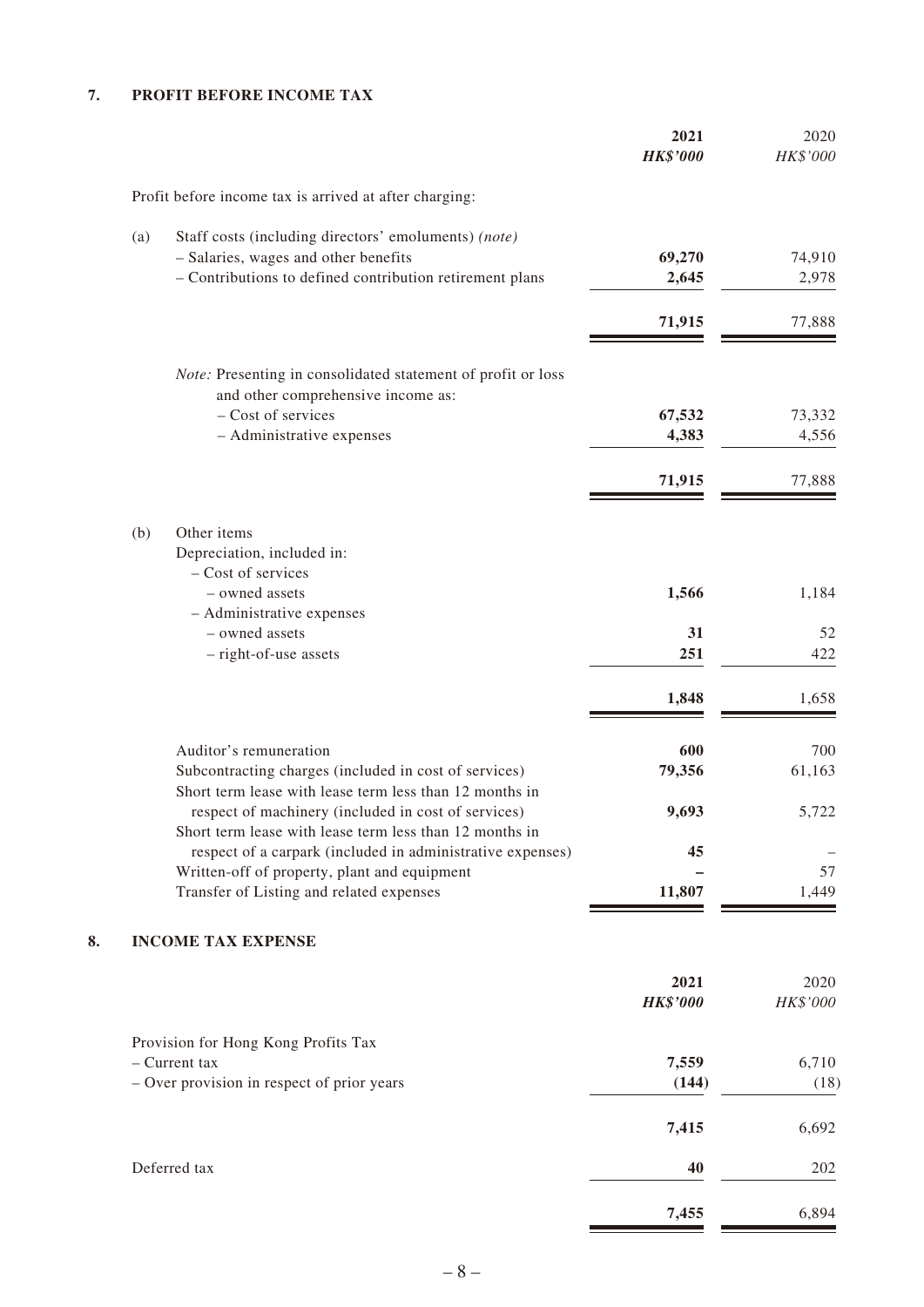## 7. PROFIT BEFORE INCOME TAX

| | | 2021<br>**HK$'000** | 2020<br>HK$'000 |
|---|---|---|---|
| | Profit before income tax is arrived at after charging: | | |
| (a) | Staff costs (including directors' emoluments) *(note)* | | |
| | – Salaries, wages and other benefits | **69,270** | 74,910 |
| | – Contributions to defined contribution retirement plans | **2,645** | 2,978 |
| | | **71,915** | 77,888 |
| | *Note:* Presenting in consolidated statement of profit or loss and other comprehensive income as: | | |
| | – Cost of services | **67,532** | 73,332 |
| | – Administrative expenses | **4,383** | 4,556 |
| | | **71,915** | 77,888 |
| (b) | Other items | | |
| | Depreciation, included in: | | |
| | – Cost of services | | |
| | – owned assets | **1,566** | 1,184 |
| | – Administrative expenses | | |
| | – owned assets | **31** | 52 |
| | – right-of-use assets | **251** | 422 |
| | | **1,848** | 1,658 |
| | Auditor's remuneration | **600** | 700 |
| | Subcontracting charges (included in cost of services) | **79,356** | 61,163 |
| | Short term lease with lease term less than 12 months in respect of machinery (included in cost of services) | **9,693** | 5,722 |
| | Short term lease with lease term less than 12 months in respect of a carpark (included in administrative expenses) | **45** | – |
| | Written-off of property, plant and equipment | **–** | 57 |
| | Transfer of Listing and related expenses | **11,807** | 1,449 |

## 8. INCOME TAX EXPENSE

| | 2021<br>**HK$'000** | 2020<br>HK$'000 |
|---|---|---|
| Provision for Hong Kong Profits Tax | | |
| – Current tax | **7,559** | 6,710 |
| – Over provision in respect of prior years | **(144)** | (18) |
| | **7,415** | 6,692 |
| Deferred tax | **40** | 202 |
| | **7,455** | 6,894 |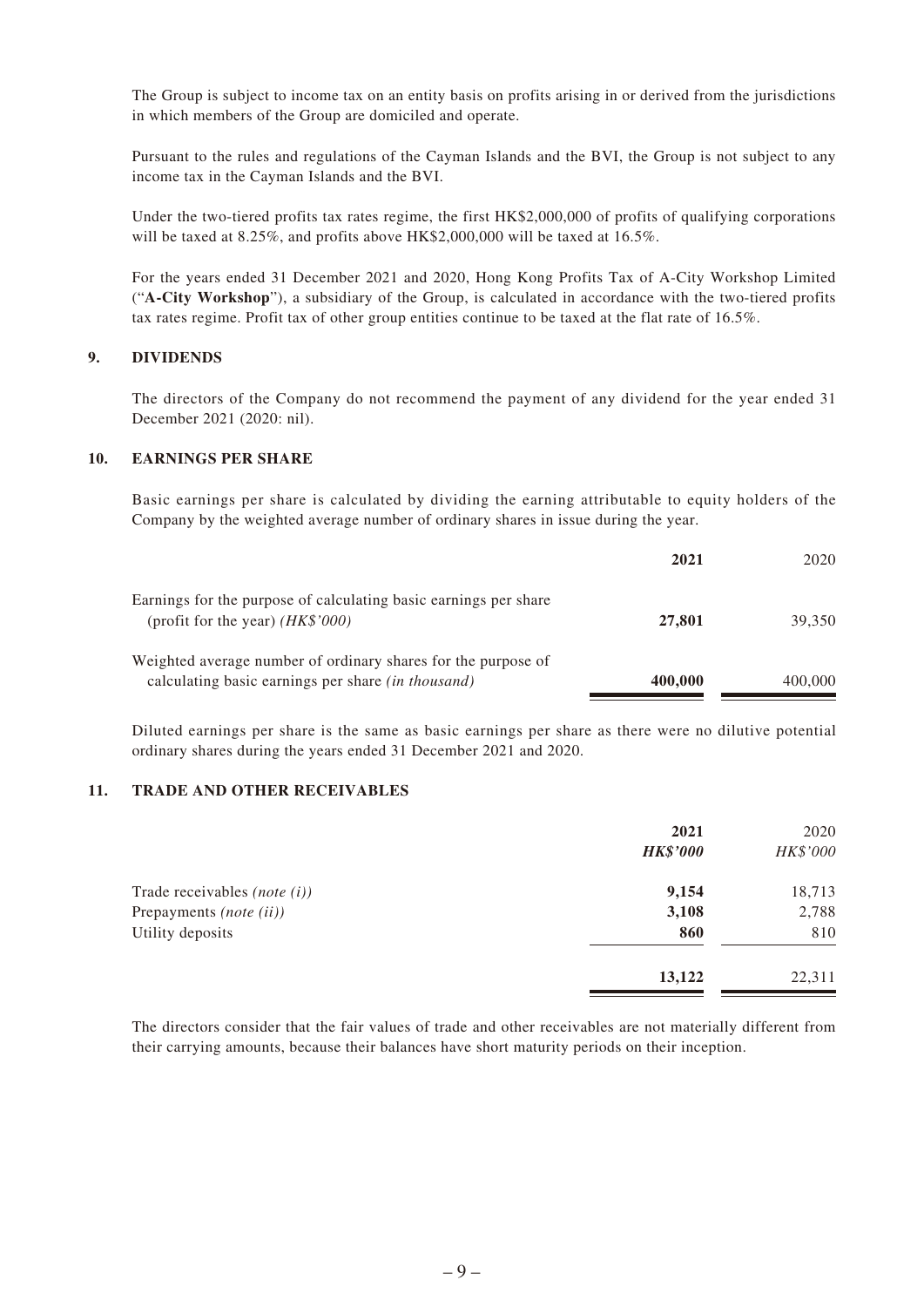The Group is subject to income tax on an entity basis on profits arising in or derived from the jurisdictions in which members of the Group are domiciled and operate.

Pursuant to the rules and regulations of the Cayman Islands and the BVI, the Group is not subject to any income tax in the Cayman Islands and the BVI.

Under the two-tiered profits tax rates regime, the first HK$2,000,000 of profits of qualifying corporations will be taxed at 8.25%, and profits above HK$2,000,000 will be taxed at 16.5%.

For the years ended 31 December 2021 and 2020, Hong Kong Profits Tax of A-City Workshop Limited ("**A-City Workshop**"), a subsidiary of the Group, is calculated in accordance with the two-tiered profits tax rates regime. Profit tax of other group entities continue to be taxed at the flat rate of 16.5%.

## 9. DIVIDENDS

The directors of the Company do not recommend the payment of any dividend for the year ended 31 December 2021 (2020: nil).

## 10. EARNINGS PER SHARE

Basic earnings per share is calculated by dividing the earning attributable to equity holders of the Company by the weighted average number of ordinary shares in issue during the year.

| | **2021** | 2020 |
|---|---|---|
| Earnings for the purpose of calculating basic earnings per share (profit for the year) *(HK$'000)* | **27,801** | 39,350 |
| Weighted average number of ordinary shares for the purpose of calculating basic earnings per share *(in thousand)* | **400,000** | 400,000 |

Diluted earnings per share is the same as basic earnings per share as there were no dilutive potential ordinary shares during the years ended 31 December 2021 and 2020.

## 11. TRADE AND OTHER RECEIVABLES

| | **2021** | 2020 |
|---|---|---|
| | ***HK$'000*** | *HK$'000* |
| Trade receivables *(note (i))* | **9,154** | 18,713 |
| Prepayments *(note (ii))* | **3,108** | 2,788 |
| Utility deposits | **860** | 810 |
| | **13,122** | 22,311 |

The directors consider that the fair values of trade and other receivables are not materially different from their carrying amounts, because their balances have short maturity periods on their inception.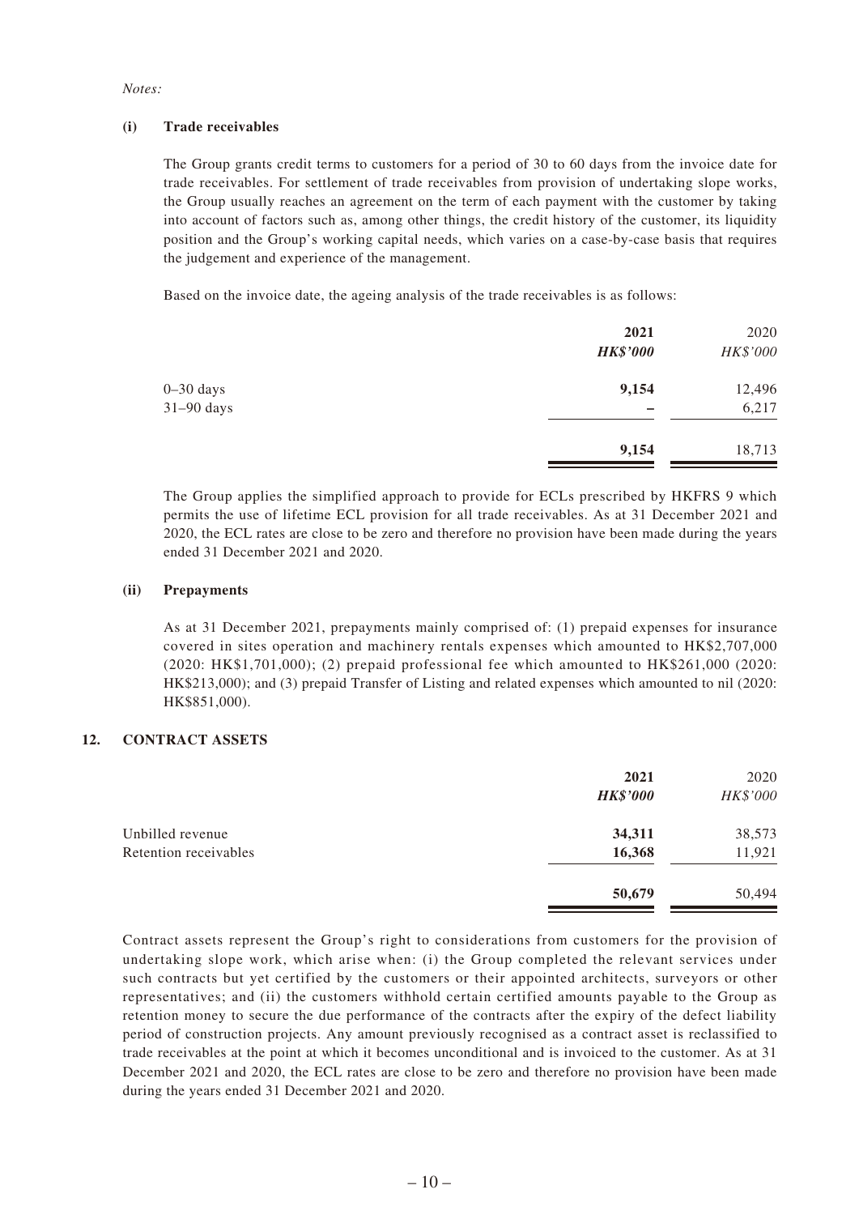*Notes:*

**(i) Trade receivables**

The Group grants credit terms to customers for a period of 30 to 60 days from the invoice date for trade receivables. For settlement of trade receivables from provision of undertaking slope works, the Group usually reaches an agreement on the term of each payment with the customer by taking into account of factors such as, among other things, the credit history of the customer, its liquidity position and the Group's working capital needs, which varies on a case-by-case basis that requires the judgement and experience of the management.

Based on the invoice date, the ageing analysis of the trade receivables is as follows:

| | **2021** | 2020 |
|---|---|---|
| | ***HK$'000*** | *HK$'000* |
| 0–30 days | **9,154** | 12,496 |
| 31–90 days | **–** | 6,217 |
| | **9,154** | 18,713 |

The Group applies the simplified approach to provide for ECLs prescribed by HKFRS 9 which permits the use of lifetime ECL provision for all trade receivables. As at 31 December 2021 and 2020, the ECL rates are close to be zero and therefore no provision have been made during the years ended 31 December 2021 and 2020.

**(ii) Prepayments**

As at 31 December 2021, prepayments mainly comprised of: (1) prepaid expenses for insurance covered in sites operation and machinery rentals expenses which amounted to HK$2,707,000 (2020: HK$1,701,000); (2) prepaid professional fee which amounted to HK$261,000 (2020: HK$213,000); and (3) prepaid Transfer of Listing and related expenses which amounted to nil (2020: HK$851,000).

## 12. CONTRACT ASSETS

| | **2021** | 2020 |
|---|---|---|
| | ***HK$'000*** | *HK$'000* |
| Unbilled revenue | **34,311** | 38,573 |
| Retention receivables | **16,368** | 11,921 |
| | **50,679** | 50,494 |

Contract assets represent the Group's right to considerations from customers for the provision of undertaking slope work, which arise when: (i) the Group completed the relevant services under such contracts but yet certified by the customers or their appointed architects, surveyors or other representatives; and (ii) the customers withhold certain certified amounts payable to the Group as retention money to secure the due performance of the contracts after the expiry of the defect liability period of construction projects. Any amount previously recognised as a contract asset is reclassified to trade receivables at the point at which it becomes unconditional and is invoiced to the customer. As at 31 December 2021 and 2020, the ECL rates are close to be zero and therefore no provision have been made during the years ended 31 December 2021 and 2020.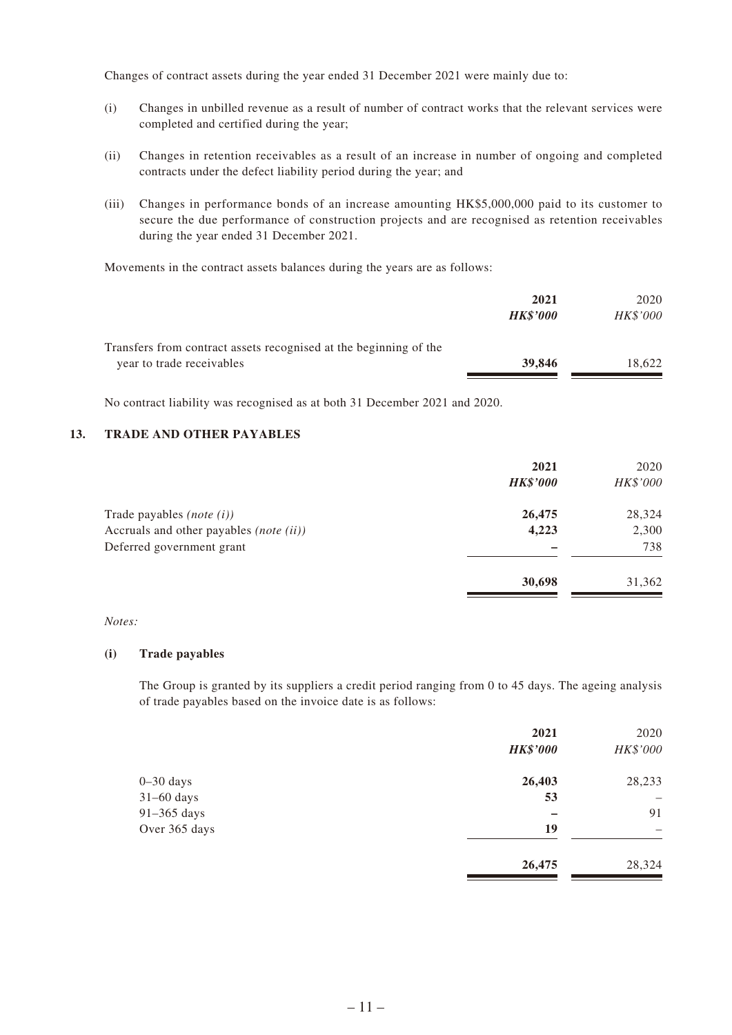Changes of contract assets during the year ended 31 December 2021 were mainly due to:

(i) Changes in unbilled revenue as a result of number of contract works that the relevant services were completed and certified during the year;

(ii) Changes in retention receivables as a result of an increase in number of ongoing and completed contracts under the defect liability period during the year; and

(iii) Changes in performance bonds of an increase amounting HK$5,000,000 paid to its customer to secure the due performance of construction projects and are recognised as retention receivables during the year ended 31 December 2021.

Movements in the contract assets balances during the years are as follows:

| | **2021** | 2020 |
|---|---|---|
| | ***HK$'000*** | *HK$'000* |
| Transfers from contract assets recognised at the beginning of the year to trade receivables | **39,846** | 18,622 |

No contract liability was recognised as at both 31 December 2021 and 2020.

## 13. TRADE AND OTHER PAYABLES

| | **2021** | 2020 |
|---|---|---|
| | ***HK$'000*** | *HK$'000* |
| Trade payables *(note (i))* | **26,475** | 28,324 |
| Accruals and other payables *(note (ii))* | **4,223** | 2,300 |
| Deferred government grant | **–** | 738 |
| | **30,698** | 31,362 |

*Notes:*

**(i) Trade payables**

The Group is granted by its suppliers a credit period ranging from 0 to 45 days. The ageing analysis of trade payables based on the invoice date is as follows:

| | **2021** | 2020 |
|---|---|---|
| | ***HK$'000*** | *HK$'000* |
| 0–30 days | **26,403** | 28,233 |
| 31–60 days | **53** | – |
| 91–365 days | **–** | 91 |
| Over 365 days | **19** | – |
| | **26,475** | 28,324 |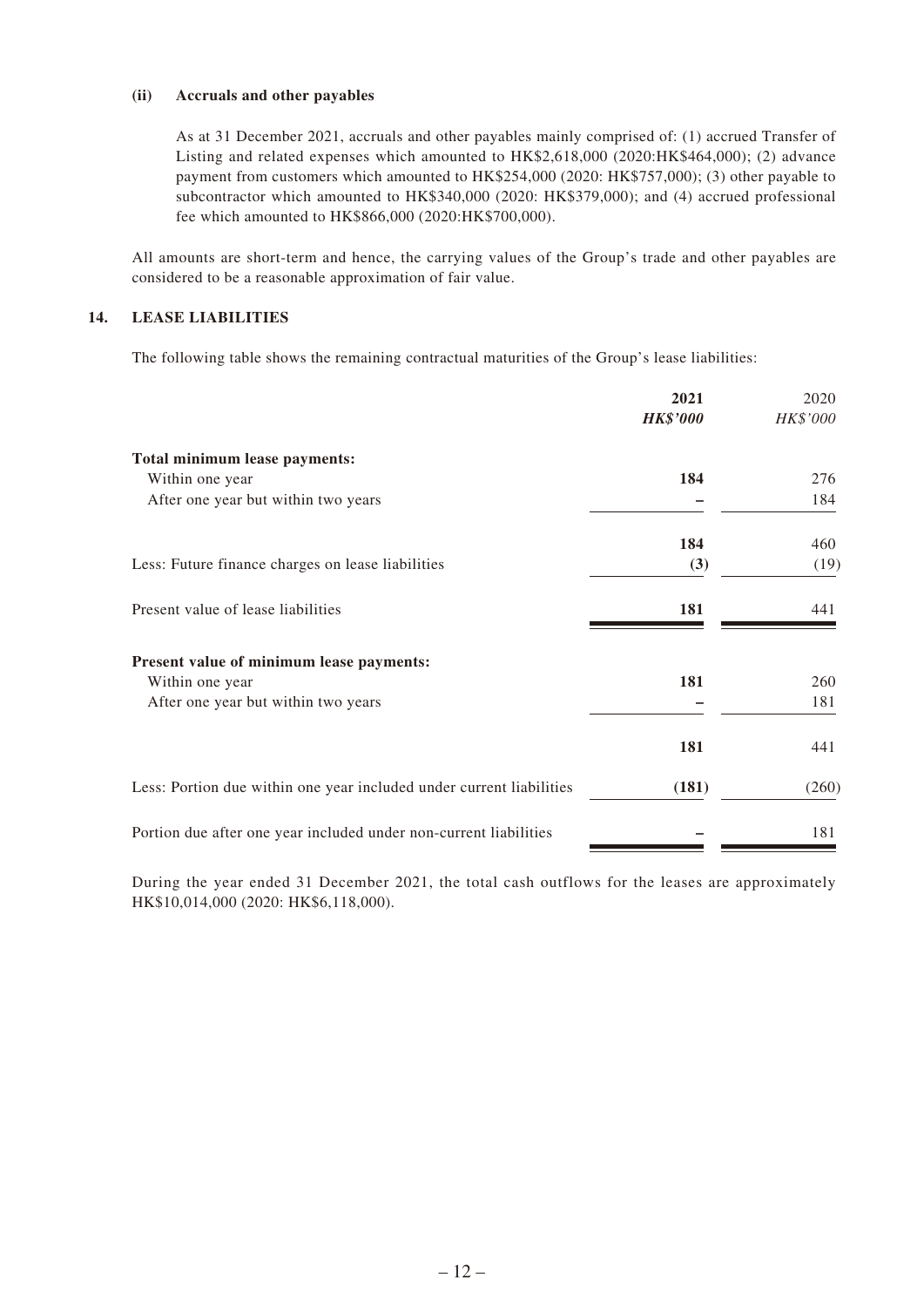**(ii) Accruals and other payables**

As at 31 December 2021, accruals and other payables mainly comprised of: (1) accrued Transfer of Listing and related expenses which amounted to HK$2,618,000 (2020:HK$464,000); (2) advance payment from customers which amounted to HK$254,000 (2020: HK$757,000); (3) other payable to subcontractor which amounted to HK$340,000 (2020: HK$379,000); and (4) accrued professional fee which amounted to HK$866,000 (2020:HK$700,000).

All amounts are short-term and hence, the carrying values of the Group's trade and other payables are considered to be a reasonable approximation of fair value.

## 14. LEASE LIABILITIES

The following table shows the remaining contractual maturities of the Group's lease liabilities:

| | **2021** | 2020 |
|---|---|---|
| | ***HK$'000*** | *HK$'000* |
| **Total minimum lease payments:** | | |
| Within one year | **184** | 276 |
| After one year but within two years | **–** | 184 |
| | **184** | 460 |
| Less: Future finance charges on lease liabilities | **(3)** | (19) |
| Present value of lease liabilities | **181** | 441 |
| **Present value of minimum lease payments:** | | |
| Within one year | **181** | 260 |
| After one year but within two years | **–** | 181 |
| | **181** | 441 |
| Less: Portion due within one year included under current liabilities | **(181)** | (260) |
| Portion due after one year included under non-current liabilities | **–** | 181 |

During the year ended 31 December 2021, the total cash outflows for the leases are approximately HK$10,014,000 (2020: HK$6,118,000).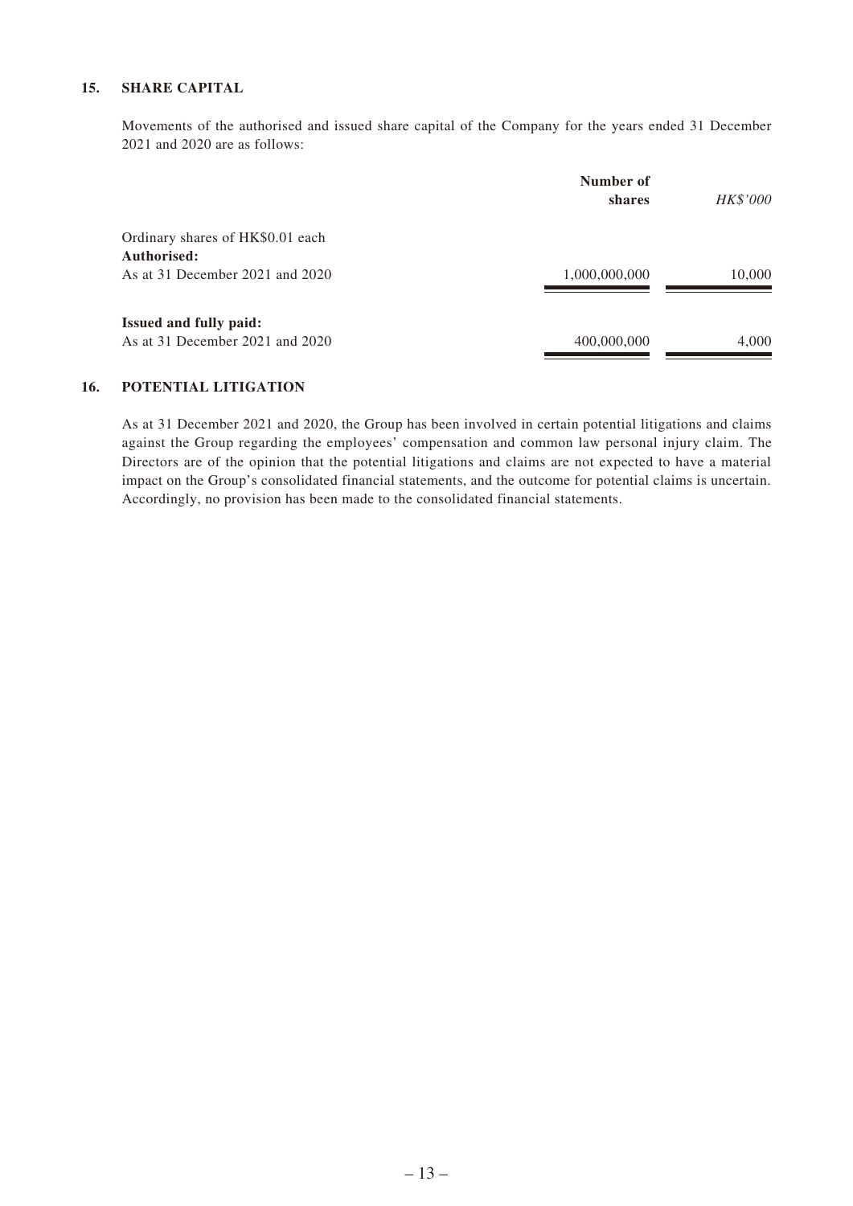## 15. SHARE CAPITAL

Movements of the authorised and issued share capital of the Company for the years ended 31 December 2021 and 2020 are as follows:

| | Number of shares | *HK$'000* |
|---|---|---|
| Ordinary shares of HK$0.01 each | | |
| **Authorised:** | | |
| As at 31 December 2021 and 2020 | 1,000,000,000 | 10,000 |
| | | |
| **Issued and fully paid:** | | |
| As at 31 December 2021 and 2020 | 400,000,000 | 4,000 |

## 16. POTENTIAL LITIGATION

As at 31 December 2021 and 2020, the Group has been involved in certain potential litigations and claims against the Group regarding the employees' compensation and common law personal injury claim. The Directors are of the opinion that the potential litigations and claims are not expected to have a material impact on the Group's consolidated financial statements, and the outcome for potential claims is uncertain. Accordingly, no provision has been made to the consolidated financial statements.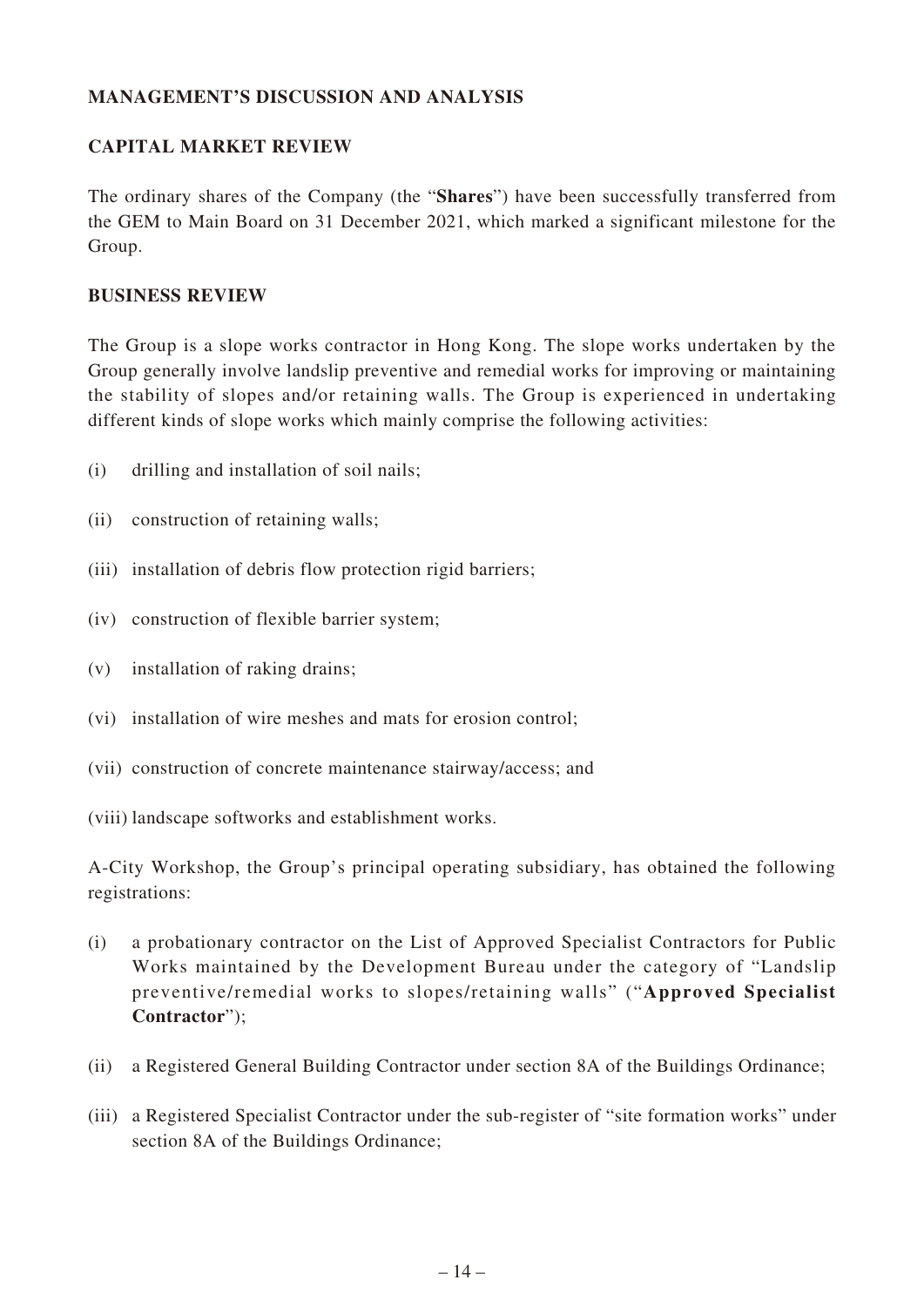## MANAGEMENT'S DISCUSSION AND ANALYSIS

### CAPITAL MARKET REVIEW

The ordinary shares of the Company (the "**Shares**") have been successfully transferred from the GEM to Main Board on 31 December 2021, which marked a significant milestone for the Group.

### BUSINESS REVIEW

The Group is a slope works contractor in Hong Kong. The slope works undertaken by the Group generally involve landslip preventive and remedial works for improving or maintaining the stability of slopes and/or retaining walls. The Group is experienced in undertaking different kinds of slope works which mainly comprise the following activities:

(i) drilling and installation of soil nails;

(ii) construction of retaining walls;

(iii) installation of debris flow protection rigid barriers;

(iv) construction of flexible barrier system;

(v) installation of raking drains;

(vi) installation of wire meshes and mats for erosion control;

(vii) construction of concrete maintenance stairway/access; and

(viii) landscape softworks and establishment works.

A-City Workshop, the Group's principal operating subsidiary, has obtained the following registrations:

(i) a probationary contractor on the List of Approved Specialist Contractors for Public Works maintained by the Development Bureau under the category of "Landslip preventive/remedial works to slopes/retaining walls" ("**Approved Specialist Contractor**");

(ii) a Registered General Building Contractor under section 8A of the Buildings Ordinance;

(iii) a Registered Specialist Contractor under the sub-register of "site formation works" under section 8A of the Buildings Ordinance;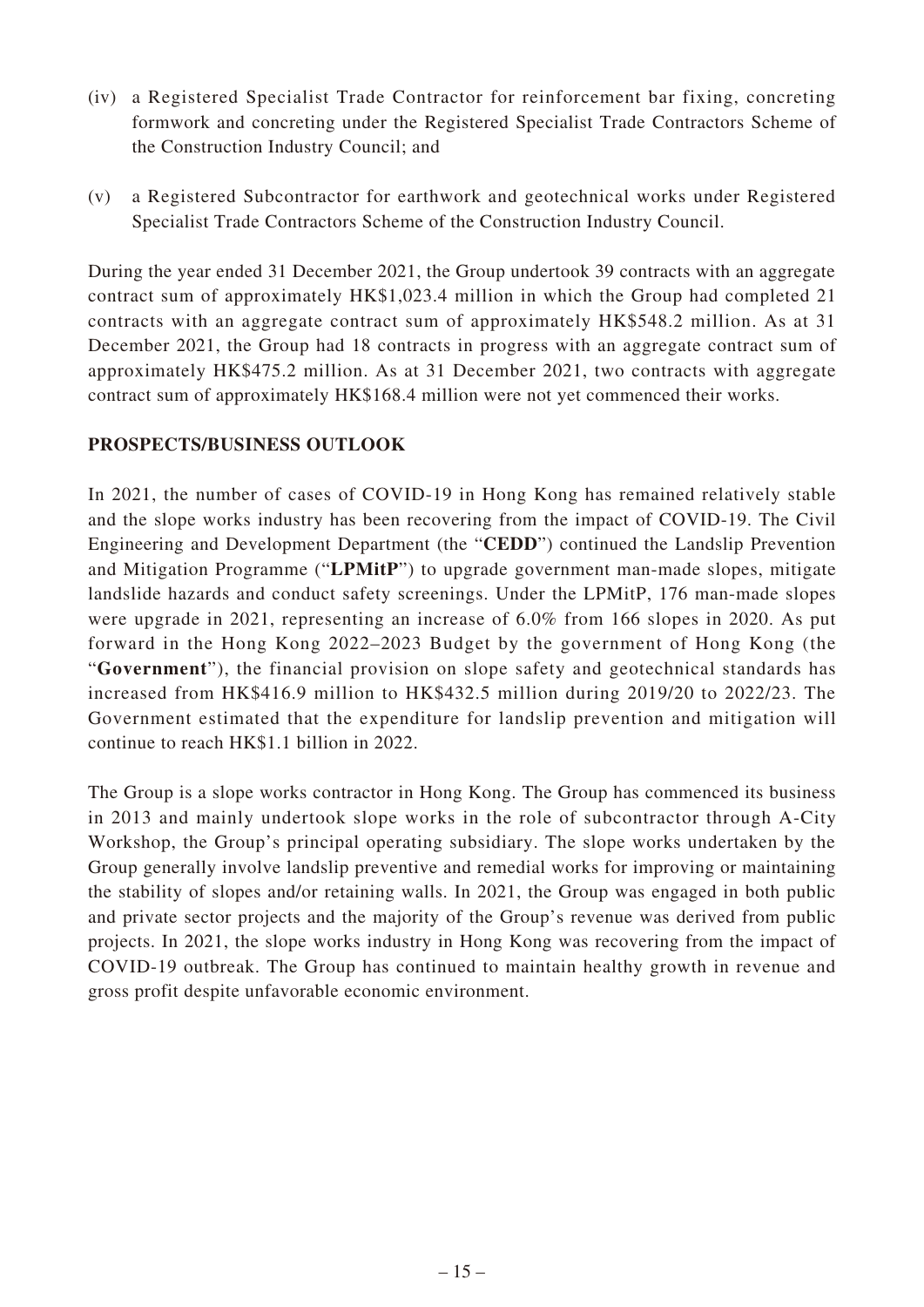(iv) a Registered Specialist Trade Contractor for reinforcement bar fixing, concreting formwork and concreting under the Registered Specialist Trade Contractors Scheme of the Construction Industry Council; and

(v) a Registered Subcontractor for earthwork and geotechnical works under Registered Specialist Trade Contractors Scheme of the Construction Industry Council.

During the year ended 31 December 2021, the Group undertook 39 contracts with an aggregate contract sum of approximately HK$1,023.4 million in which the Group had completed 21 contracts with an aggregate contract sum of approximately HK$548.2 million. As at 31 December 2021, the Group had 18 contracts in progress with an aggregate contract sum of approximately HK$475.2 million. As at 31 December 2021, two contracts with aggregate contract sum of approximately HK$168.4 million were not yet commenced their works.

## PROSPECTS/BUSINESS OUTLOOK

In 2021, the number of cases of COVID-19 in Hong Kong has remained relatively stable and the slope works industry has been recovering from the impact of COVID-19. The Civil Engineering and Development Department (the "**CEDD**") continued the Landslip Prevention and Mitigation Programme ("**LPMitP**") to upgrade government man-made slopes, mitigate landslide hazards and conduct safety screenings. Under the LPMitP, 176 man-made slopes were upgrade in 2021, representing an increase of 6.0% from 166 slopes in 2020. As put forward in the Hong Kong 2022–2023 Budget by the government of Hong Kong (the "**Government**"), the financial provision on slope safety and geotechnical standards has increased from HK$416.9 million to HK$432.5 million during 2019/20 to 2022/23. The Government estimated that the expenditure for landslip prevention and mitigation will continue to reach HK$1.1 billion in 2022.

The Group is a slope works contractor in Hong Kong. The Group has commenced its business in 2013 and mainly undertook slope works in the role of subcontractor through A-City Workshop, the Group's principal operating subsidiary. The slope works undertaken by the Group generally involve landslip preventive and remedial works for improving or maintaining the stability of slopes and/or retaining walls. In 2021, the Group was engaged in both public and private sector projects and the majority of the Group's revenue was derived from public projects. In 2021, the slope works industry in Hong Kong was recovering from the impact of COVID-19 outbreak. The Group has continued to maintain healthy growth in revenue and gross profit despite unfavorable economic environment.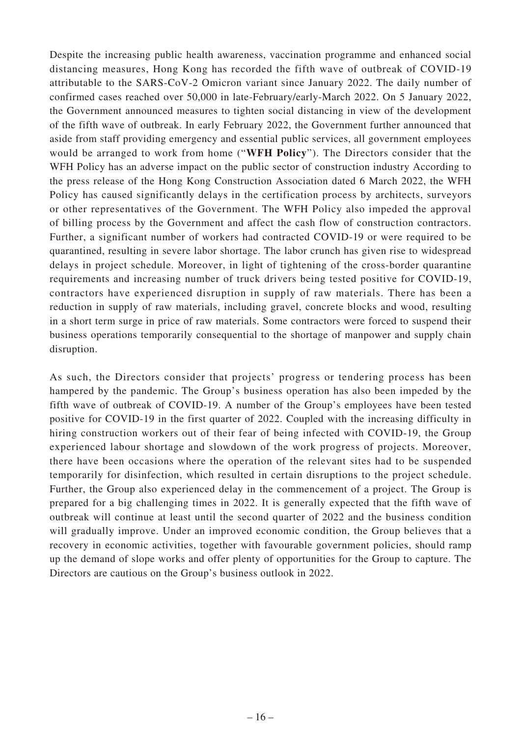Despite the increasing public health awareness, vaccination programme and enhanced social distancing measures, Hong Kong has recorded the fifth wave of outbreak of COVID-19 attributable to the SARS-CoV-2 Omicron variant since January 2022. The daily number of confirmed cases reached over 50,000 in late-February/early-March 2022. On 5 January 2022, the Government announced measures to tighten social distancing in view of the development of the fifth wave of outbreak. In early February 2022, the Government further announced that aside from staff providing emergency and essential public services, all government employees would be arranged to work from home ("**WFH Policy**"). The Directors consider that the WFH Policy has an adverse impact on the public sector of construction industry According to the press release of the Hong Kong Construction Association dated 6 March 2022, the WFH Policy has caused significantly delays in the certification process by architects, surveyors or other representatives of the Government. The WFH Policy also impeded the approval of billing process by the Government and affect the cash flow of construction contractors. Further, a significant number of workers had contracted COVID-19 or were required to be quarantined, resulting in severe labor shortage. The labor crunch has given rise to widespread delays in project schedule. Moreover, in light of tightening of the cross-border quarantine requirements and increasing number of truck drivers being tested positive for COVID-19, contractors have experienced disruption in supply of raw materials. There has been a reduction in supply of raw materials, including gravel, concrete blocks and wood, resulting in a short term surge in price of raw materials. Some contractors were forced to suspend their business operations temporarily consequential to the shortage of manpower and supply chain disruption.

As such, the Directors consider that projects' progress or tendering process has been hampered by the pandemic. The Group's business operation has also been impeded by the fifth wave of outbreak of COVID-19. A number of the Group's employees have been tested positive for COVID-19 in the first quarter of 2022. Coupled with the increasing difficulty in hiring construction workers out of their fear of being infected with COVID-19, the Group experienced labour shortage and slowdown of the work progress of projects. Moreover, there have been occasions where the operation of the relevant sites had to be suspended temporarily for disinfection, which resulted in certain disruptions to the project schedule. Further, the Group also experienced delay in the commencement of a project. The Group is prepared for a big challenging times in 2022. It is generally expected that the fifth wave of outbreak will continue at least until the second quarter of 2022 and the business condition will gradually improve. Under an improved economic condition, the Group believes that a recovery in economic activities, together with favourable government policies, should ramp up the demand of slope works and offer plenty of opportunities for the Group to capture. The Directors are cautious on the Group's business outlook in 2022.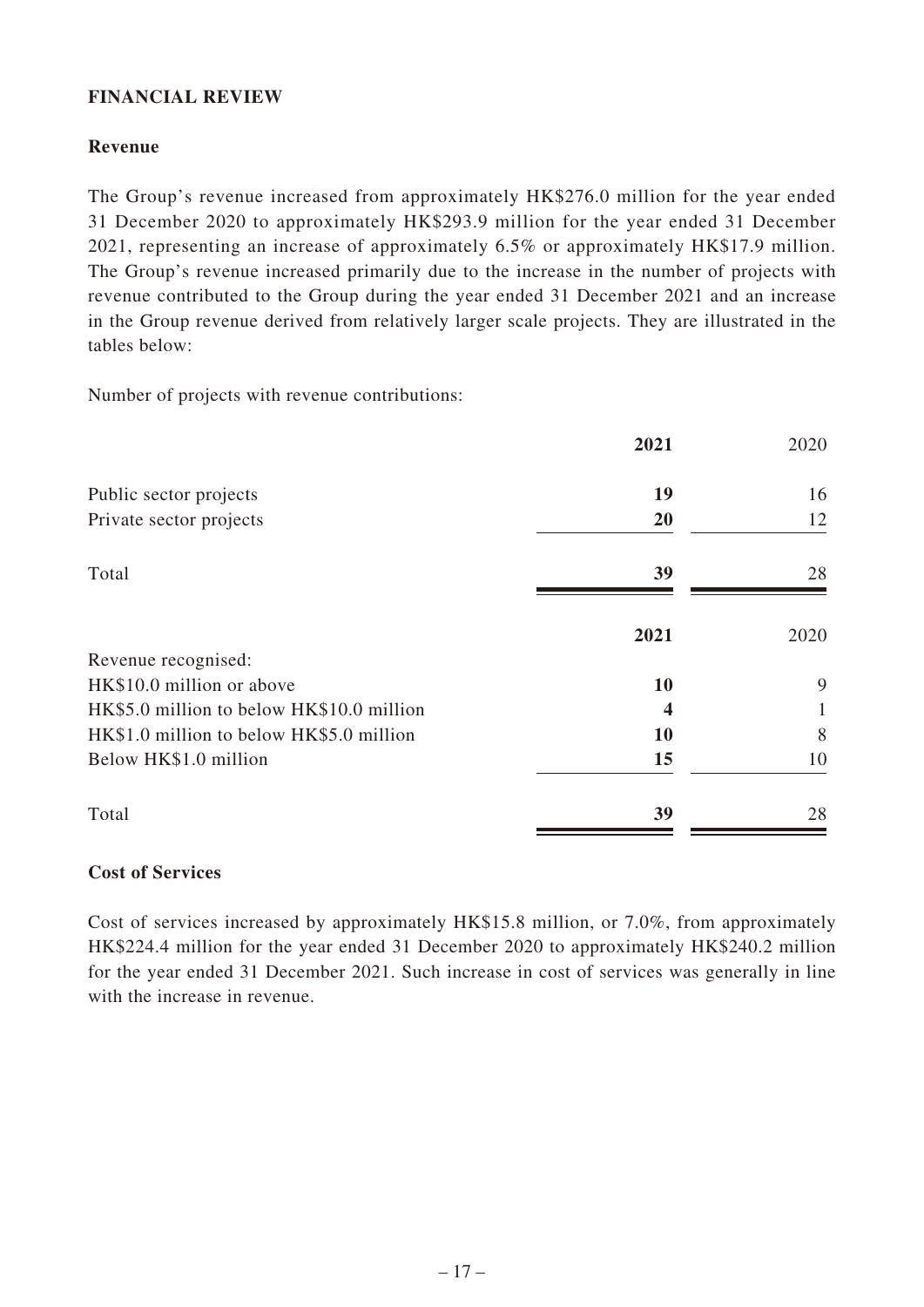## FINANCIAL REVIEW

### Revenue

The Group's revenue increased from approximately HK$276.0 million for the year ended 31 December 2020 to approximately HK$293.9 million for the year ended 31 December 2021, representing an increase of approximately 6.5% or approximately HK$17.9 million. The Group's revenue increased primarily due to the increase in the number of projects with revenue contributed to the Group during the year ended 31 December 2021 and an increase in the Group revenue derived from relatively larger scale projects. They are illustrated in the tables below:

Number of projects with revenue contributions:

| | **2021** | 2020 |
|---|---|---|
| Public sector projects | **19** | 16 |
| Private sector projects | **20** | 12 |
| Total | **39** | 28 |

| | **2021** | 2020 |
|---|---|---|
| Revenue recognised: | | |
| HK$10.0 million or above | **10** | 9 |
| HK$5.0 million to below HK$10.0 million | **4** | 1 |
| HK$1.0 million to below HK$5.0 million | **10** | 8 |
| Below HK$1.0 million | **15** | 10 |
| Total | **39** | 28 |

### Cost of Services

Cost of services increased by approximately HK$15.8 million, or 7.0%, from approximately HK$224.4 million for the year ended 31 December 2020 to approximately HK$240.2 million for the year ended 31 December 2021. Such increase in cost of services was generally in line with the increase in revenue.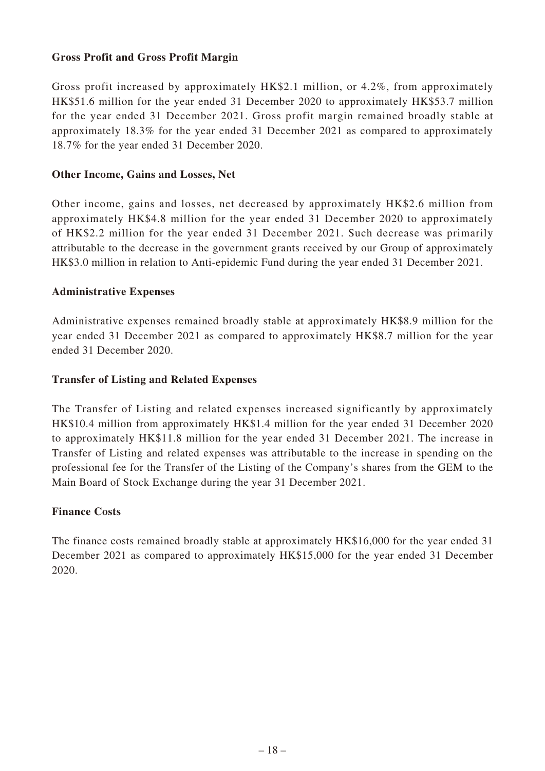**Gross Profit and Gross Profit Margin**

Gross profit increased by approximately HK$2.1 million, or 4.2%, from approximately HK$51.6 million for the year ended 31 December 2020 to approximately HK$53.7 million for the year ended 31 December 2021. Gross profit margin remained broadly stable at approximately 18.3% for the year ended 31 December 2021 as compared to approximately 18.7% for the year ended 31 December 2020.

**Other Income, Gains and Losses, Net**

Other income, gains and losses, net decreased by approximately HK$2.6 million from approximately HK$4.8 million for the year ended 31 December 2020 to approximately of HK$2.2 million for the year ended 31 December 2021. Such decrease was primarily attributable to the decrease in the government grants received by our Group of approximately HK$3.0 million in relation to Anti-epidemic Fund during the year ended 31 December 2021.

**Administrative Expenses**

Administrative expenses remained broadly stable at approximately HK$8.9 million for the year ended 31 December 2021 as compared to approximately HK$8.7 million for the year ended 31 December 2020.

**Transfer of Listing and Related Expenses**

The Transfer of Listing and related expenses increased significantly by approximately HK$10.4 million from approximately HK$1.4 million for the year ended 31 December 2020 to approximately HK$11.8 million for the year ended 31 December 2021. The increase in Transfer of Listing and related expenses was attributable to the increase in spending on the professional fee for the Transfer of the Listing of the Company's shares from the GEM to the Main Board of Stock Exchange during the year 31 December 2021.

**Finance Costs**

The finance costs remained broadly stable at approximately HK$16,000 for the year ended 31 December 2021 as compared to approximately HK$15,000 for the year ended 31 December 2020.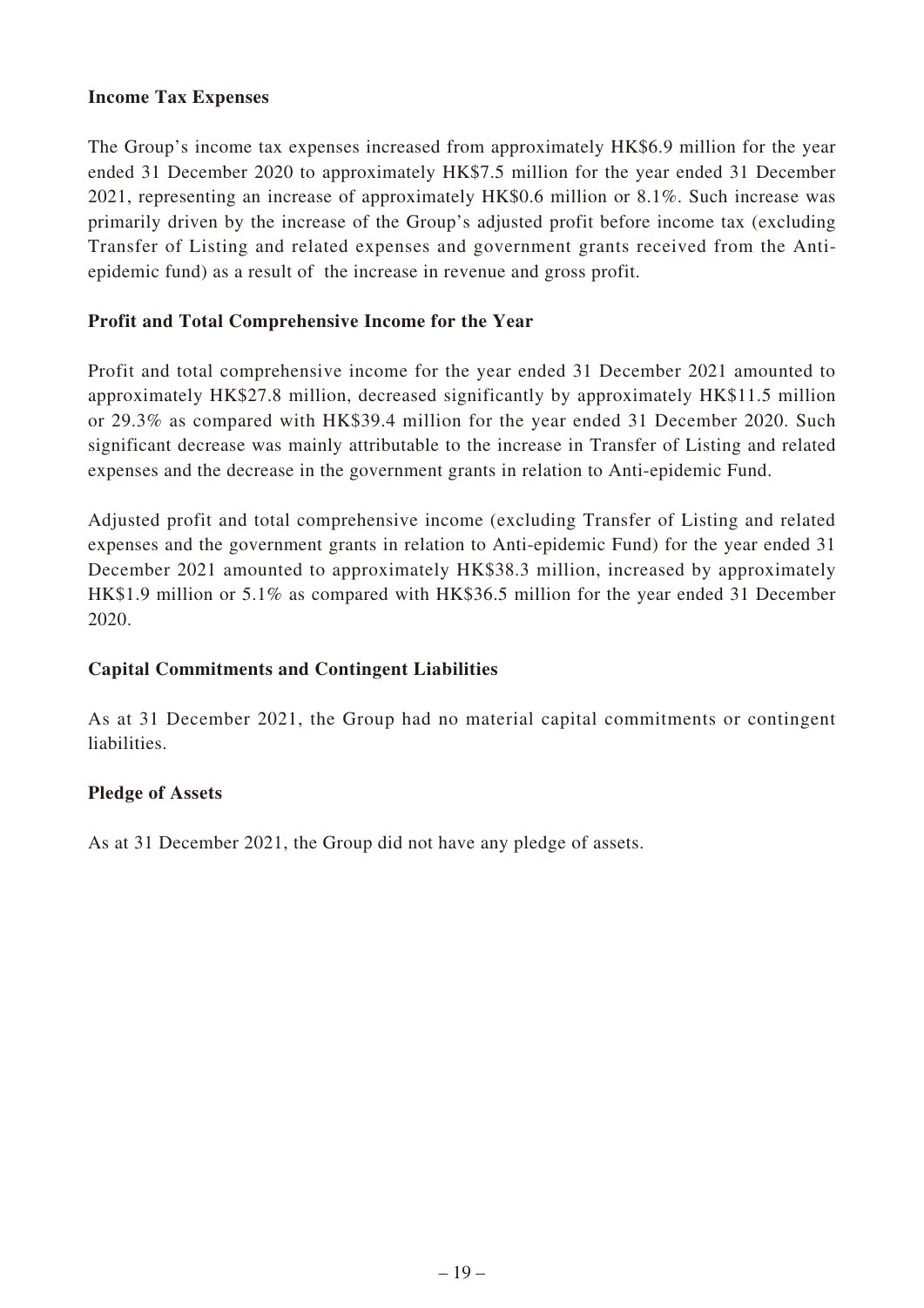**Income Tax Expenses**

The Group's income tax expenses increased from approximately HK$6.9 million for the year ended 31 December 2020 to approximately HK$7.5 million for the year ended 31 December 2021, representing an increase of approximately HK$0.6 million or 8.1%. Such increase was primarily driven by the increase of the Group's adjusted profit before income tax (excluding Transfer of Listing and related expenses and government grants received from the Anti-epidemic fund) as a result of the increase in revenue and gross profit.

**Profit and Total Comprehensive Income for the Year**

Profit and total comprehensive income for the year ended 31 December 2021 amounted to approximately HK$27.8 million, decreased significantly by approximately HK$11.5 million or 29.3% as compared with HK$39.4 million for the year ended 31 December 2020. Such significant decrease was mainly attributable to the increase in Transfer of Listing and related expenses and the decrease in the government grants in relation to Anti-epidemic Fund.

Adjusted profit and total comprehensive income (excluding Transfer of Listing and related expenses and the government grants in relation to Anti-epidemic Fund) for the year ended 31 December 2021 amounted to approximately HK$38.3 million, increased by approximately HK$1.9 million or 5.1% as compared with HK$36.5 million for the year ended 31 December 2020.

**Capital Commitments and Contingent Liabilities**

As at 31 December 2021, the Group had no material capital commitments or contingent liabilities.

**Pledge of Assets**

As at 31 December 2021, the Group did not have any pledge of assets.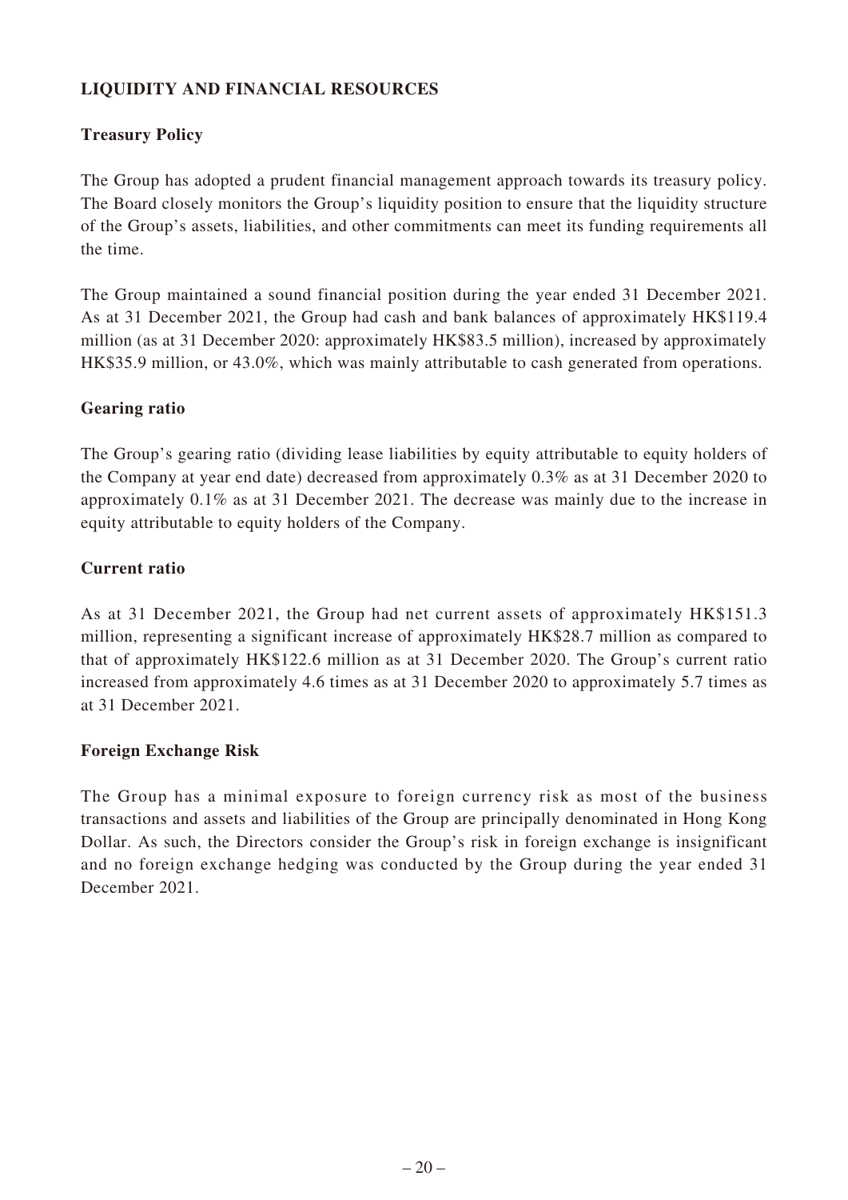## LIQUIDITY AND FINANCIAL RESOURCES

### Treasury Policy

The Group has adopted a prudent financial management approach towards its treasury policy. The Board closely monitors the Group's liquidity position to ensure that the liquidity structure of the Group's assets, liabilities, and other commitments can meet its funding requirements all the time.

The Group maintained a sound financial position during the year ended 31 December 2021. As at 31 December 2021, the Group had cash and bank balances of approximately HK$119.4 million (as at 31 December 2020: approximately HK$83.5 million), increased by approximately HK$35.9 million, or 43.0%, which was mainly attributable to cash generated from operations.

### Gearing ratio

The Group's gearing ratio (dividing lease liabilities by equity attributable to equity holders of the Company at year end date) decreased from approximately 0.3% as at 31 December 2020 to approximately 0.1% as at 31 December 2021. The decrease was mainly due to the increase in equity attributable to equity holders of the Company.

### Current ratio

As at 31 December 2021, the Group had net current assets of approximately HK$151.3 million, representing a significant increase of approximately HK$28.7 million as compared to that of approximately HK$122.6 million as at 31 December 2020. The Group's current ratio increased from approximately 4.6 times as at 31 December 2020 to approximately 5.7 times as at 31 December 2021.

### Foreign Exchange Risk

The Group has a minimal exposure to foreign currency risk as most of the business transactions and assets and liabilities of the Group are principally denominated in Hong Kong Dollar. As such, the Directors consider the Group's risk in foreign exchange is insignificant and no foreign exchange hedging was conducted by the Group during the year ended 31 December 2021.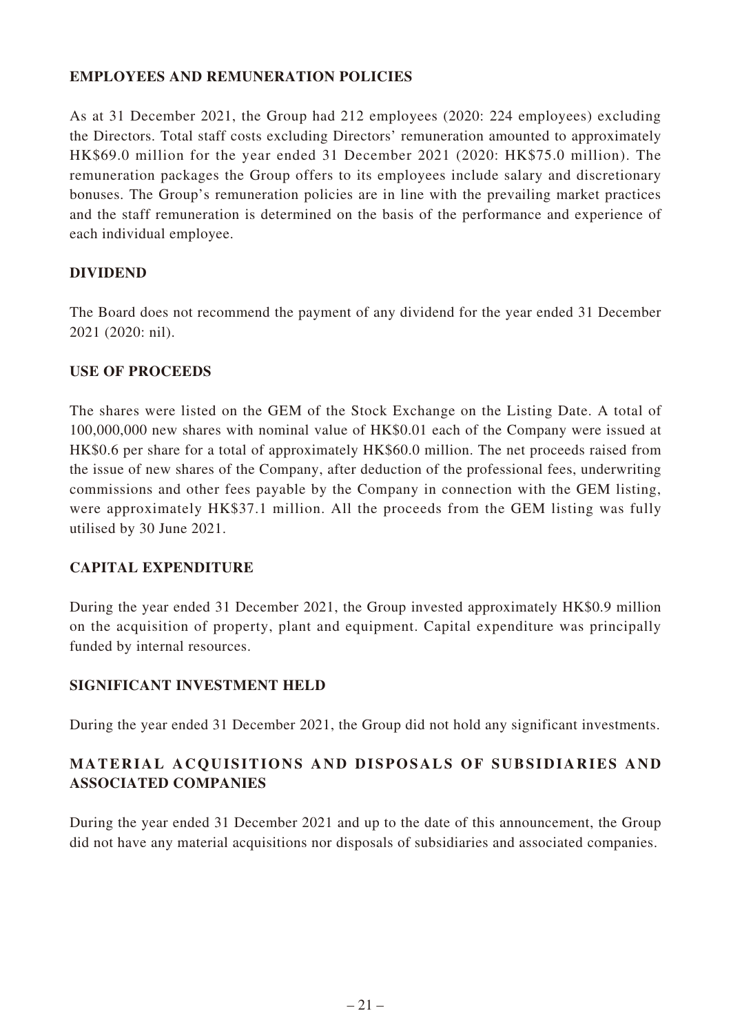## EMPLOYEES AND REMUNERATION POLICIES

As at 31 December 2021, the Group had 212 employees (2020: 224 employees) excluding the Directors. Total staff costs excluding Directors' remuneration amounted to approximately HK$69.0 million for the year ended 31 December 2021 (2020: HK$75.0 million). The remuneration packages the Group offers to its employees include salary and discretionary bonuses. The Group's remuneration policies are in line with the prevailing market practices and the staff remuneration is determined on the basis of the performance and experience of each individual employee.

## DIVIDEND

The Board does not recommend the payment of any dividend for the year ended 31 December 2021 (2020: nil).

## USE OF PROCEEDS

The shares were listed on the GEM of the Stock Exchange on the Listing Date. A total of 100,000,000 new shares with nominal value of HK$0.01 each of the Company were issued at HK$0.6 per share for a total of approximately HK$60.0 million. The net proceeds raised from the issue of new shares of the Company, after deduction of the professional fees, underwriting commissions and other fees payable by the Company in connection with the GEM listing, were approximately HK$37.1 million. All the proceeds from the GEM listing was fully utilised by 30 June 2021.

## CAPITAL EXPENDITURE

During the year ended 31 December 2021, the Group invested approximately HK$0.9 million on the acquisition of property, plant and equipment. Capital expenditure was principally funded by internal resources.

## SIGNIFICANT INVESTMENT HELD

During the year ended 31 December 2021, the Group did not hold any significant investments.

## MATERIAL ACQUISITIONS AND DISPOSALS OF SUBSIDIARIES AND ASSOCIATED COMPANIES

During the year ended 31 December 2021 and up to the date of this announcement, the Group did not have any material acquisitions nor disposals of subsidiaries and associated companies.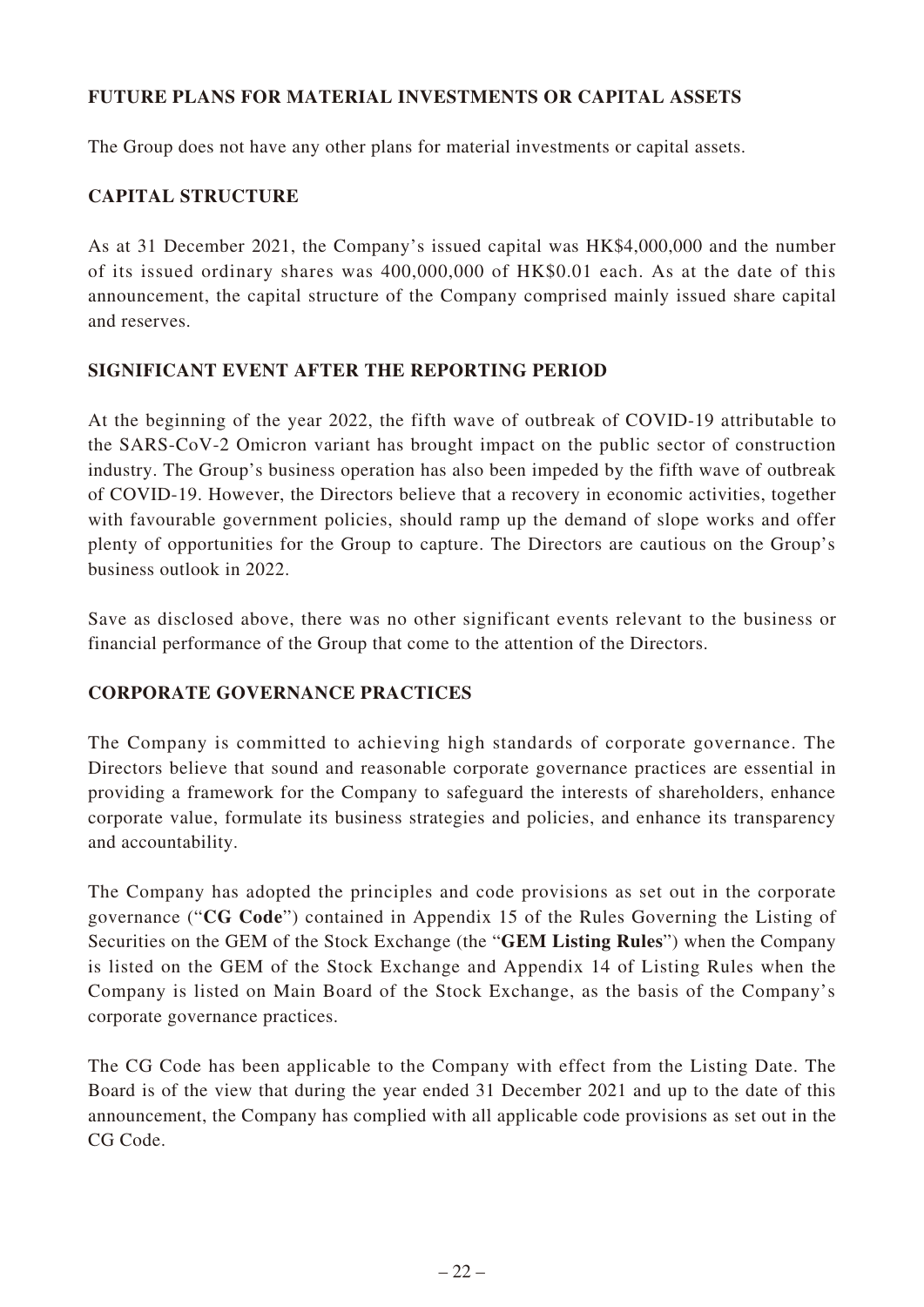## FUTURE PLANS FOR MATERIAL INVESTMENTS OR CAPITAL ASSETS

The Group does not have any other plans for material investments or capital assets.

## CAPITAL STRUCTURE

As at 31 December 2021, the Company's issued capital was HK$4,000,000 and the number of its issued ordinary shares was 400,000,000 of HK$0.01 each. As at the date of this announcement, the capital structure of the Company comprised mainly issued share capital and reserves.

## SIGNIFICANT EVENT AFTER THE REPORTING PERIOD

At the beginning of the year 2022, the fifth wave of outbreak of COVID-19 attributable to the SARS-CoV-2 Omicron variant has brought impact on the public sector of construction industry. The Group's business operation has also been impeded by the fifth wave of outbreak of COVID-19. However, the Directors believe that a recovery in economic activities, together with favourable government policies, should ramp up the demand of slope works and offer plenty of opportunities for the Group to capture. The Directors are cautious on the Group's business outlook in 2022.

Save as disclosed above, there was no other significant events relevant to the business or financial performance of the Group that come to the attention of the Directors.

## CORPORATE GOVERNANCE PRACTICES

The Company is committed to achieving high standards of corporate governance. The Directors believe that sound and reasonable corporate governance practices are essential in providing a framework for the Company to safeguard the interests of shareholders, enhance corporate value, formulate its business strategies and policies, and enhance its transparency and accountability.

The Company has adopted the principles and code provisions as set out in the corporate governance ("**CG Code**") contained in Appendix 15 of the Rules Governing the Listing of Securities on the GEM of the Stock Exchange (the "**GEM Listing Rules**") when the Company is listed on the GEM of the Stock Exchange and Appendix 14 of Listing Rules when the Company is listed on Main Board of the Stock Exchange, as the basis of the Company's corporate governance practices.

The CG Code has been applicable to the Company with effect from the Listing Date. The Board is of the view that during the year ended 31 December 2021 and up to the date of this announcement, the Company has complied with all applicable code provisions as set out in the CG Code.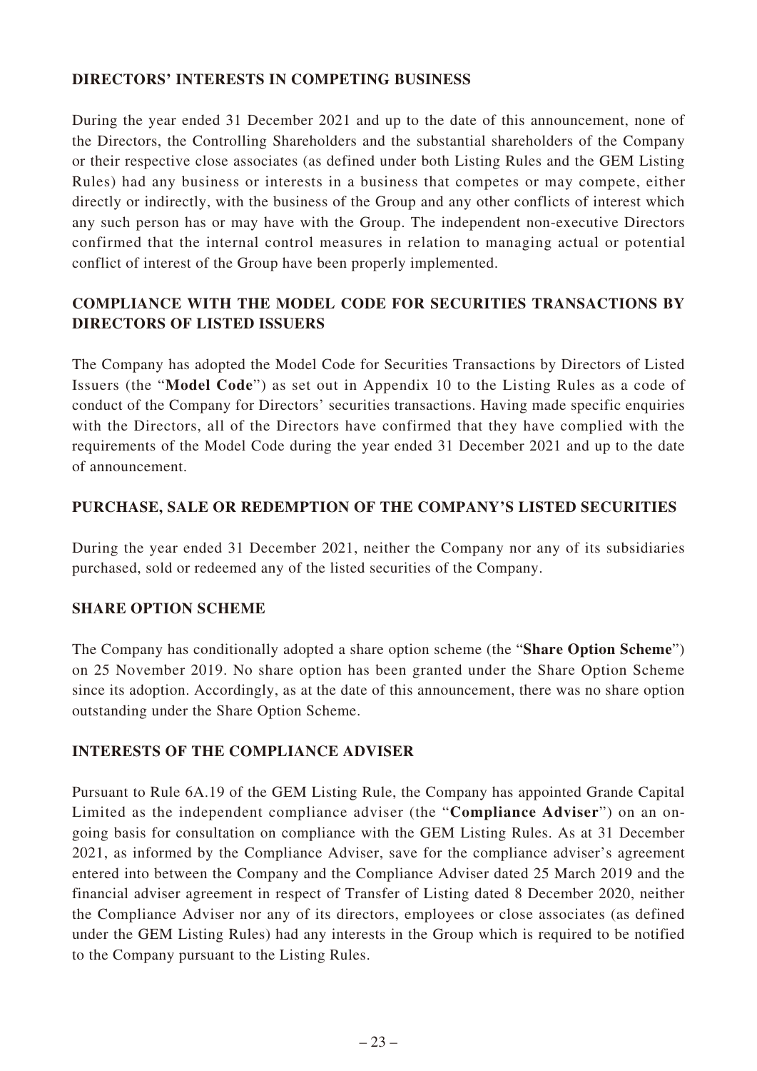## DIRECTORS' INTERESTS IN COMPETING BUSINESS

During the year ended 31 December 2021 and up to the date of this announcement, none of the Directors, the Controlling Shareholders and the substantial shareholders of the Company or their respective close associates (as defined under both Listing Rules and the GEM Listing Rules) had any business or interests in a business that competes or may compete, either directly or indirectly, with the business of the Group and any other conflicts of interest which any such person has or may have with the Group. The independent non-executive Directors confirmed that the internal control measures in relation to managing actual or potential conflict of interest of the Group have been properly implemented.

## COMPLIANCE WITH THE MODEL CODE FOR SECURITIES TRANSACTIONS BY DIRECTORS OF LISTED ISSUERS

The Company has adopted the Model Code for Securities Transactions by Directors of Listed Issuers (the "**Model Code**") as set out in Appendix 10 to the Listing Rules as a code of conduct of the Company for Directors' securities transactions. Having made specific enquiries with the Directors, all of the Directors have confirmed that they have complied with the requirements of the Model Code during the year ended 31 December 2021 and up to the date of announcement.

## PURCHASE, SALE OR REDEMPTION OF THE COMPANY'S LISTED SECURITIES

During the year ended 31 December 2021, neither the Company nor any of its subsidiaries purchased, sold or redeemed any of the listed securities of the Company.

## SHARE OPTION SCHEME

The Company has conditionally adopted a share option scheme (the "**Share Option Scheme**") on 25 November 2019. No share option has been granted under the Share Option Scheme since its adoption. Accordingly, as at the date of this announcement, there was no share option outstanding under the Share Option Scheme.

## INTERESTS OF THE COMPLIANCE ADVISER

Pursuant to Rule 6A.19 of the GEM Listing Rule, the Company has appointed Grande Capital Limited as the independent compliance adviser (the "**Compliance Adviser**") on an on-going basis for consultation on compliance with the GEM Listing Rules. As at 31 December 2021, as informed by the Compliance Adviser, save for the compliance adviser's agreement entered into between the Company and the Compliance Adviser dated 25 March 2019 and the financial adviser agreement in respect of Transfer of Listing dated 8 December 2020, neither the Compliance Adviser nor any of its directors, employees or close associates (as defined under the GEM Listing Rules) had any interests in the Group which is required to be notified to the Company pursuant to the Listing Rules.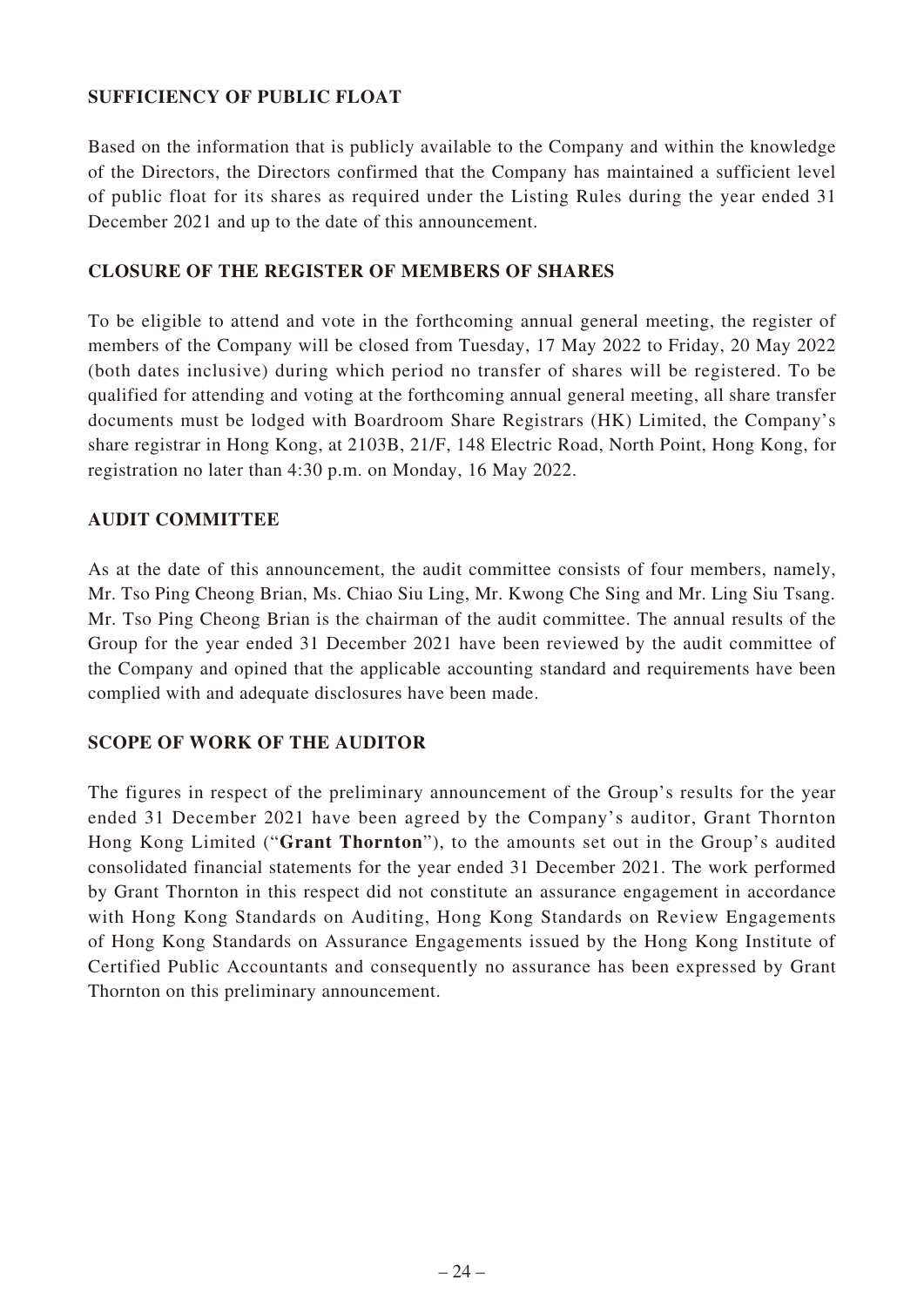## SUFFICIENCY OF PUBLIC FLOAT

Based on the information that is publicly available to the Company and within the knowledge of the Directors, the Directors confirmed that the Company has maintained a sufficient level of public float for its shares as required under the Listing Rules during the year ended 31 December 2021 and up to the date of this announcement.

## CLOSURE OF THE REGISTER OF MEMBERS OF SHARES

To be eligible to attend and vote in the forthcoming annual general meeting, the register of members of the Company will be closed from Tuesday, 17 May 2022 to Friday, 20 May 2022 (both dates inclusive) during which period no transfer of shares will be registered. To be qualified for attending and voting at the forthcoming annual general meeting, all share transfer documents must be lodged with Boardroom Share Registrars (HK) Limited, the Company's share registrar in Hong Kong, at 2103B, 21/F, 148 Electric Road, North Point, Hong Kong, for registration no later than 4:30 p.m. on Monday, 16 May 2022.

## AUDIT COMMITTEE

As at the date of this announcement, the audit committee consists of four members, namely, Mr. Tso Ping Cheong Brian, Ms. Chiao Siu Ling, Mr. Kwong Che Sing and Mr. Ling Siu Tsang. Mr. Tso Ping Cheong Brian is the chairman of the audit committee. The annual results of the Group for the year ended 31 December 2021 have been reviewed by the audit committee of the Company and opined that the applicable accounting standard and requirements have been complied with and adequate disclosures have been made.

## SCOPE OF WORK OF THE AUDITOR

The figures in respect of the preliminary announcement of the Group's results for the year ended 31 December 2021 have been agreed by the Company's auditor, Grant Thornton Hong Kong Limited ("**Grant Thornton**"), to the amounts set out in the Group's audited consolidated financial statements for the year ended 31 December 2021. The work performed by Grant Thornton in this respect did not constitute an assurance engagement in accordance with Hong Kong Standards on Auditing, Hong Kong Standards on Review Engagements of Hong Kong Standards on Assurance Engagements issued by the Hong Kong Institute of Certified Public Accountants and consequently no assurance has been expressed by Grant Thornton on this preliminary announcement.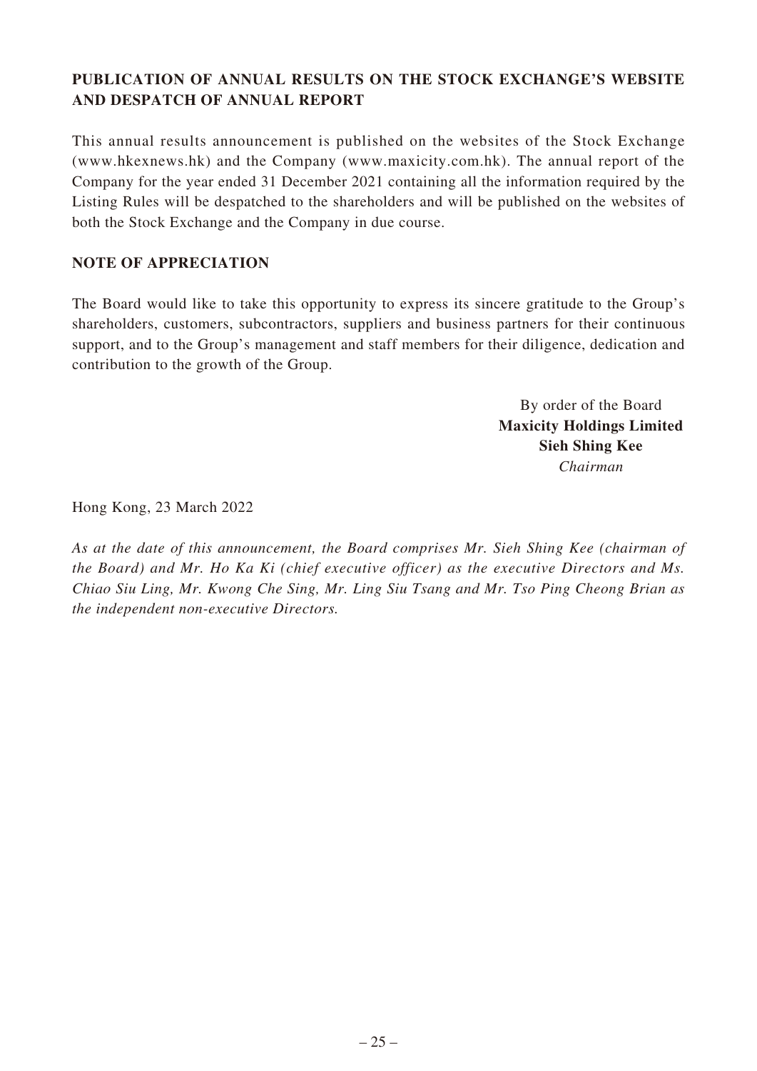**PUBLICATION OF ANNUAL RESULTS ON THE STOCK EXCHANGE'S WEBSITE AND DESPATCH OF ANNUAL REPORT**

This annual results announcement is published on the websites of the Stock Exchange (www.hkexnews.hk) and the Company (www.maxicity.com.hk). The annual report of the Company for the year ended 31 December 2021 containing all the information required by the Listing Rules will be despatched to the shareholders and will be published on the websites of both the Stock Exchange and the Company in due course.

**NOTE OF APPRECIATION**

The Board would like to take this opportunity to express its sincere gratitude to the Group's shareholders, customers, subcontractors, suppliers and business partners for their continuous support, and to the Group's management and staff members for their diligence, dedication and contribution to the growth of the Group.

By order of the Board
**Maxicity Holdings Limited**
**Sieh Shing Kee**
*Chairman*

Hong Kong, 23 March 2022

*As at the date of this announcement, the Board comprises Mr. Sieh Shing Kee (chairman of the Board) and Mr. Ho Ka Ki (chief executive officer) as the executive Directors and Ms. Chiao Siu Ling, Mr. Kwong Che Sing, Mr. Ling Siu Tsang and Mr. Tso Ping Cheong Brian as the independent non-executive Directors.*